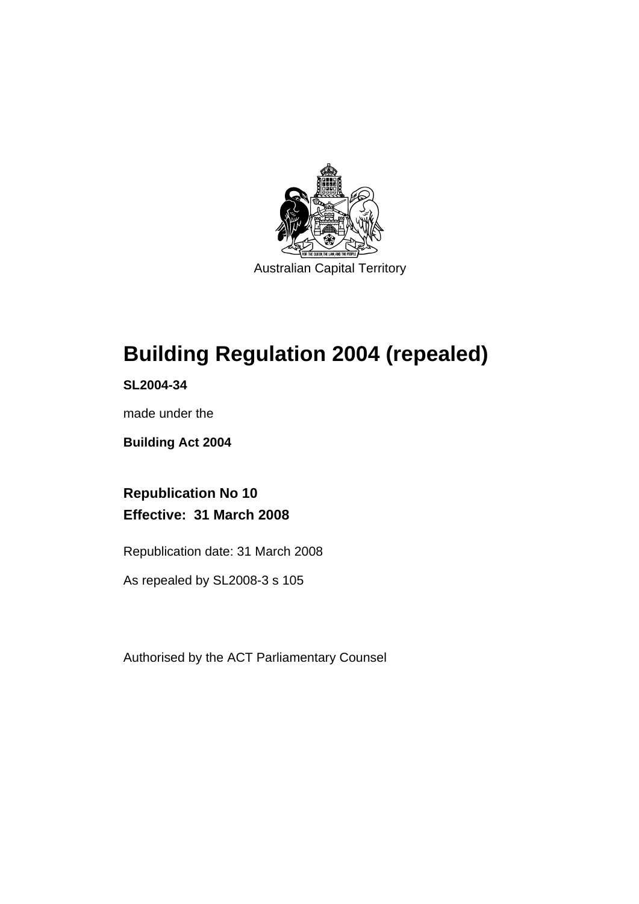Australian Capital Territory

# Building Regulation 2004 (repealed)

**SL2004-34**

made under the

**Building Act 2004**

**Republication No 10**
**Effective: 31 March 2008**

Republication date: 31 March 2008

As repealed by SL2008-3 s 105

Authorised by the ACT Parliamentary Counsel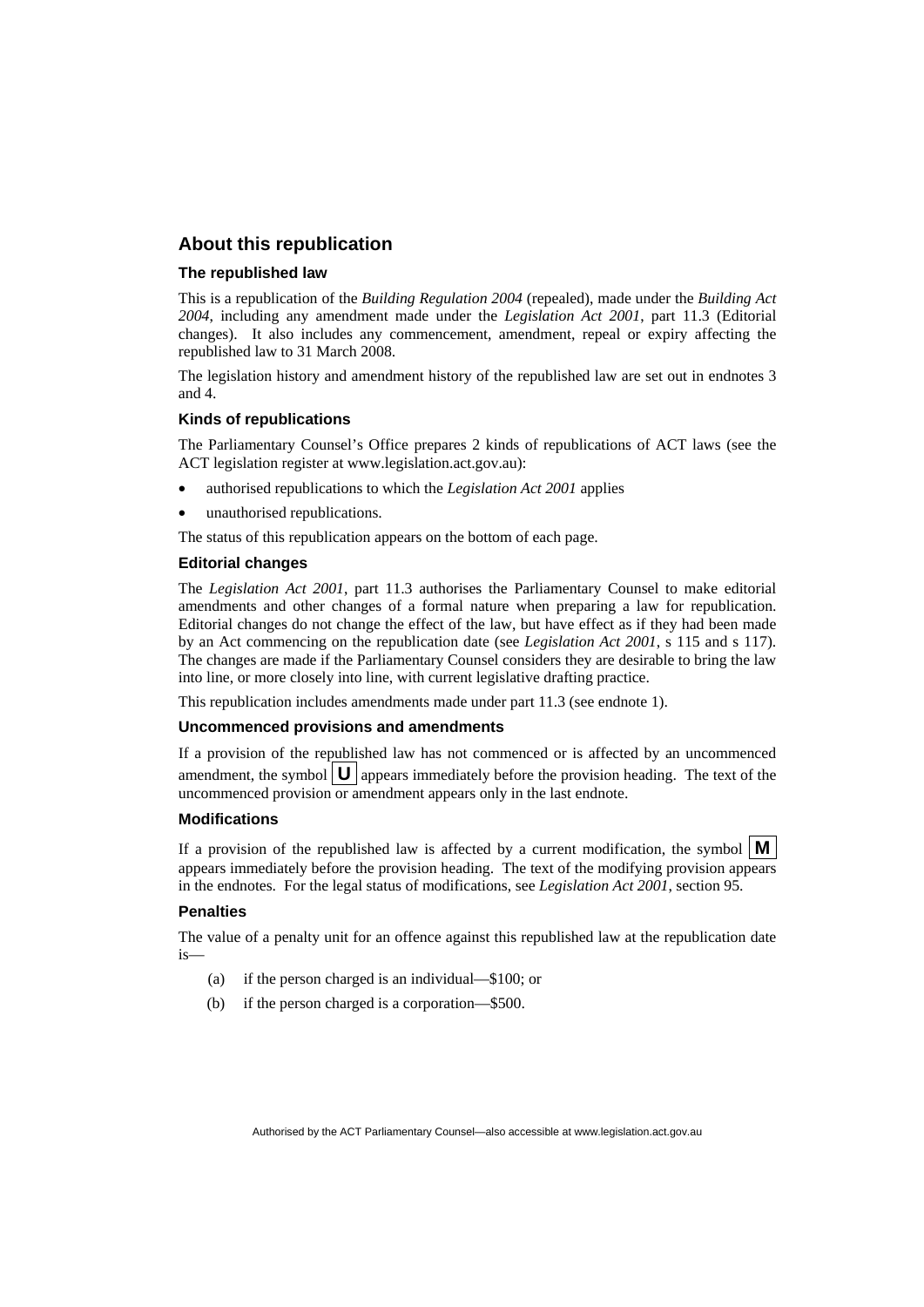## About this republication

### The republished law

This is a republication of the *Building Regulation 2004* (repealed), made under the *Building Act 2004*, including any amendment made under the *Legislation Act 2001*, part 11.3 (Editorial changes). It also includes any commencement, amendment, repeal or expiry affecting the republished law to 31 March 2008.

The legislation history and amendment history of the republished law are set out in endnotes 3 and 4.

### Kinds of republications

The Parliamentary Counsel's Office prepares 2 kinds of republications of ACT laws (see the ACT legislation register at www.legislation.act.gov.au):

- authorised republications to which the *Legislation Act 2001* applies
- unauthorised republications.

The status of this republication appears on the bottom of each page.

### Editorial changes

The *Legislation Act 2001*, part 11.3 authorises the Parliamentary Counsel to make editorial amendments and other changes of a formal nature when preparing a law for republication. Editorial changes do not change the effect of the law, but have effect as if they had been made by an Act commencing on the republication date (see *Legislation Act 2001*, s 115 and s 117). The changes are made if the Parliamentary Counsel considers they are desirable to bring the law into line, or more closely into line, with current legislative drafting practice.

This republication includes amendments made under part 11.3 (see endnote 1).

### Uncommenced provisions and amendments

If a provision of the republished law has not commenced or is affected by an uncommenced amendment, the symbol **U** appears immediately before the provision heading. The text of the uncommenced provision or amendment appears only in the last endnote.

### Modifications

If a provision of the republished law is affected by a current modification, the symbol **M** appears immediately before the provision heading. The text of the modifying provision appears in the endnotes. For the legal status of modifications, see *Legislation Act 2001*, section 95.

### Penalties

The value of a penalty unit for an offence against this republished law at the republication date is—

(a) if the person charged is an individual—$100; or

(b) if the person charged is a corporation—$500.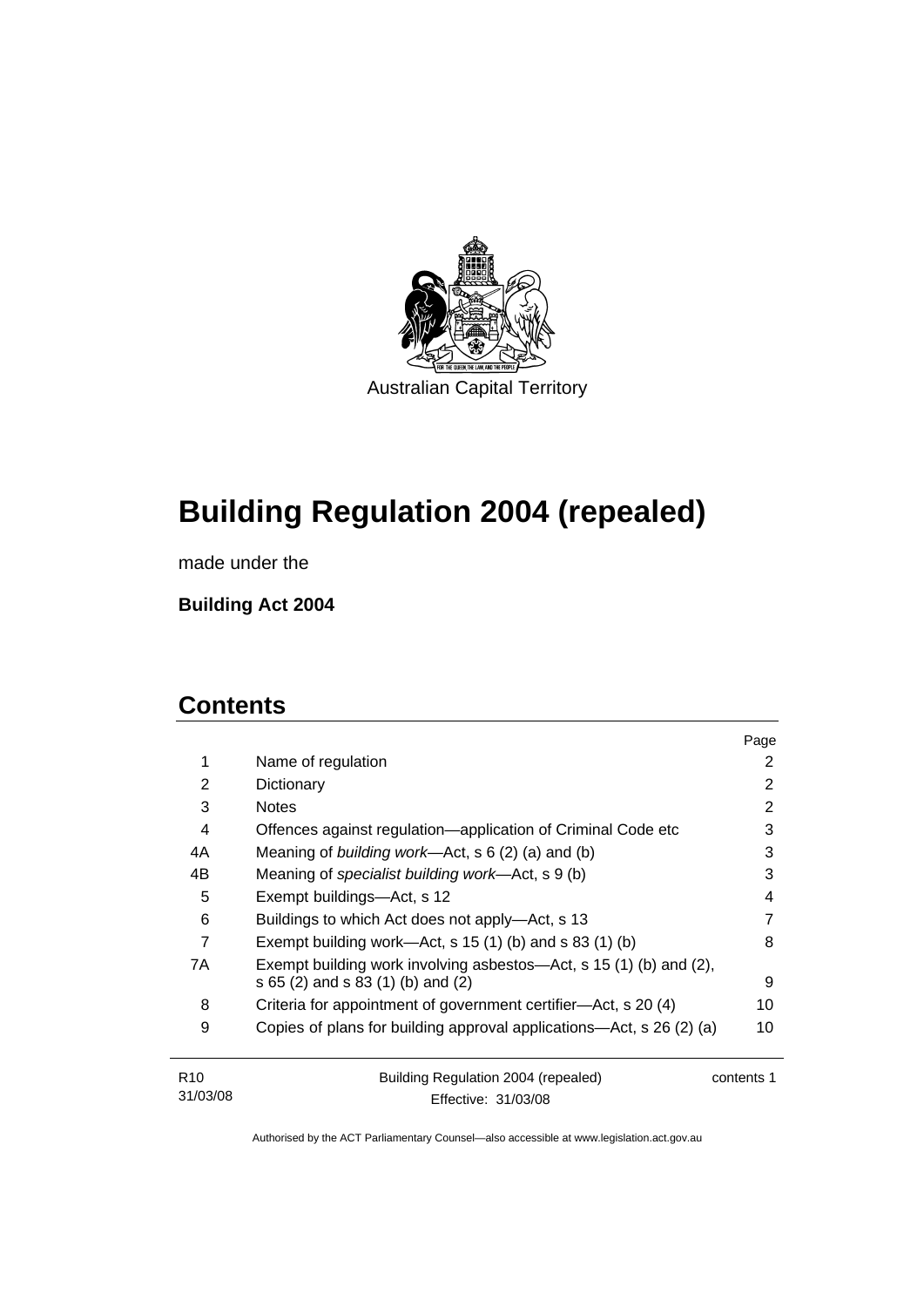Australian Capital Territory

# Building Regulation 2004 (repealed)

made under the

**Building Act 2004**

## Contents

| | | Page |
|---|---|---|
| 1 | Name of regulation | 2 |
| 2 | Dictionary | 2 |
| 3 | Notes | 2 |
| 4 | Offences against regulation—application of Criminal Code etc | 3 |
| 4A | Meaning of *building work*—Act, s 6 (2) (a) and (b) | 3 |
| 4B | Meaning of *specialist building work*—Act, s 9 (b) | 3 |
| 5 | Exempt buildings—Act, s 12 | 4 |
| 6 | Buildings to which Act does not apply—Act, s 13 | 7 |
| 7 | Exempt building work—Act, s 15 (1) (b) and s 83 (1) (b) | 8 |
| 7A | Exempt building work involving asbestos—Act, s 15 (1) (b) and (2), s 65 (2) and s 83 (1) (b) and (2) | 9 |
| 8 | Criteria for appointment of government certifier—Act, s 20 (4) | 10 |
| 9 | Copies of plans for building approval applications—Act, s 26 (2) (a) | 10 |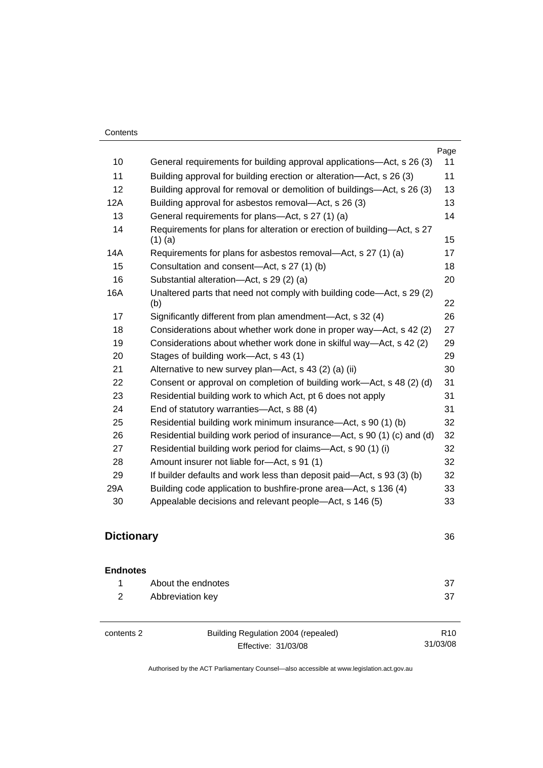| | | Page |
|---|---|---|
| 10 | General requirements for building approval applications—Act, s 26 (3) | 11 |
| 11 | Building approval for building erection or alteration—Act, s 26 (3) | 11 |
| 12 | Building approval for removal or demolition of buildings—Act, s 26 (3) | 13 |
| 12A | Building approval for asbestos removal—Act, s 26 (3) | 13 |
| 13 | General requirements for plans—Act, s 27 (1) (a) | 14 |
| 14 | Requirements for plans for alteration or erection of building—Act, s 27 (1) (a) | 15 |
| 14A | Requirements for plans for asbestos removal—Act, s 27 (1) (a) | 17 |
| 15 | Consultation and consent—Act, s 27 (1) (b) | 18 |
| 16 | Substantial alteration—Act, s 29 (2) (a) | 20 |
| 16A | Unaltered parts that need not comply with building code—Act, s 29 (2) (b) | 22 |
| 17 | Significantly different from plan amendment—Act, s 32 (4) | 26 |
| 18 | Considerations about whether work done in proper way—Act, s 42 (2) | 27 |
| 19 | Considerations about whether work done in skilful way—Act, s 42 (2) | 29 |
| 20 | Stages of building work—Act, s 43 (1) | 29 |
| 21 | Alternative to new survey plan—Act, s 43 (2) (a) (ii) | 30 |
| 22 | Consent or approval on completion of building work—Act, s 48 (2) (d) | 31 |
| 23 | Residential building work to which Act, pt 6 does not apply | 31 |
| 24 | End of statutory warranties—Act, s 88 (4) | 31 |
| 25 | Residential building work minimum insurance—Act, s 90 (1) (b) | 32 |
| 26 | Residential building work period of insurance—Act, s 90 (1) (c) and (d) | 32 |
| 27 | Residential building work period for claims—Act, s 90 (1) (i) | 32 |
| 28 | Amount insurer not liable for—Act, s 91 (1) | 32 |
| 29 | If builder defaults and work less than deposit paid—Act, s 93 (3) (b) | 32 |
| 29A | Building code application to bushfire-prone area—Act, s 136 (4) | 33 |
| 30 | Appealable decisions and relevant people—Act, s 146 (5) | 33 |

## Dictionary 36

### Endnotes

| | | |
|---|---|---|
| 1 | About the endnotes | 37 |
| 2 | Abbreviation key | 37 |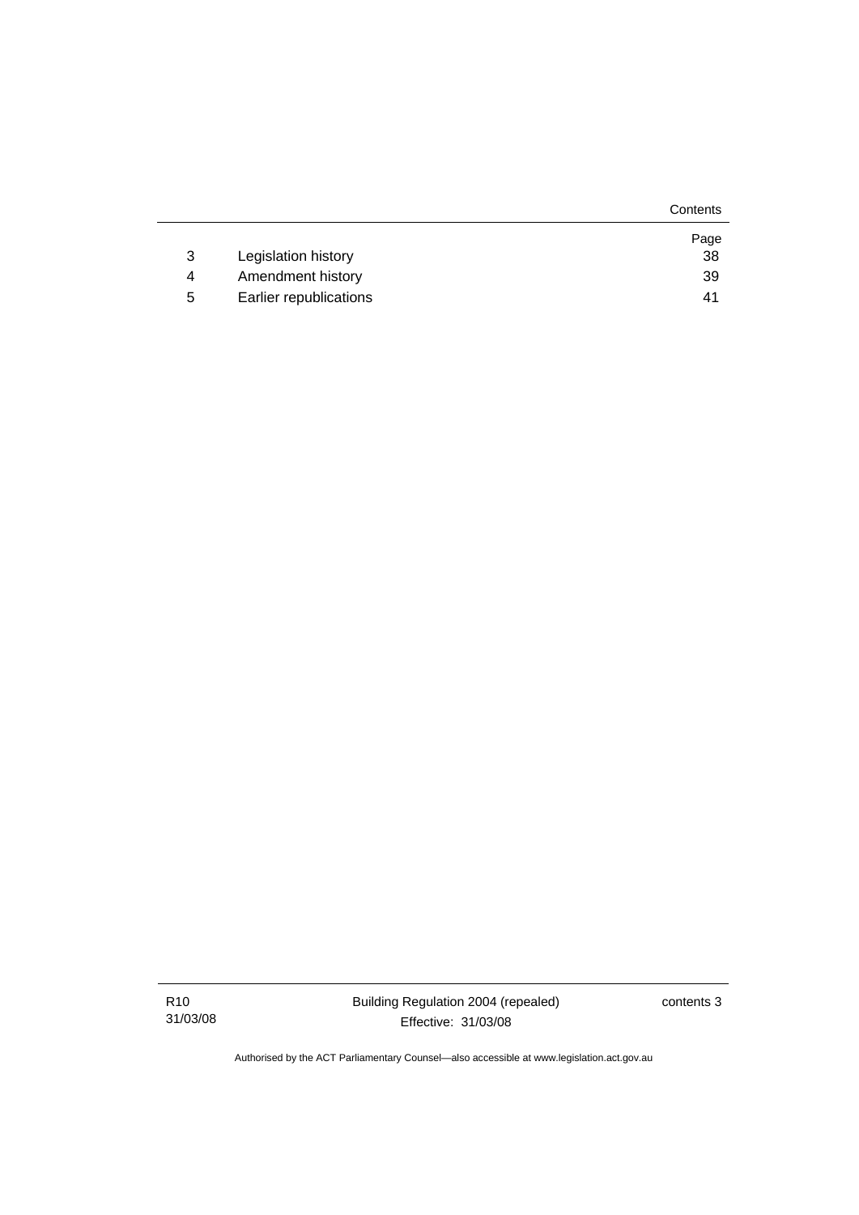| | | Page |
|---|---|---|
| 3 | Legislation history | 38 |
| 4 | Amendment history | 39 |
| 5 | Earlier republications | 41 |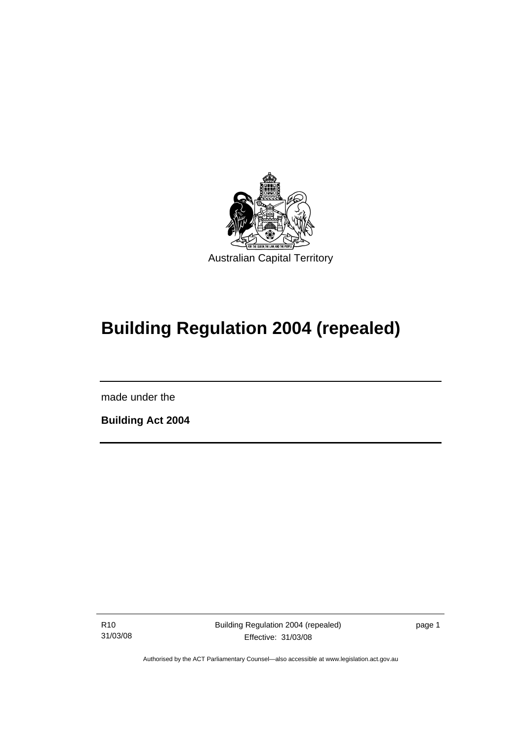Australian Capital Territory

# Building Regulation 2004 (repealed)

made under the

**Building Act 2004**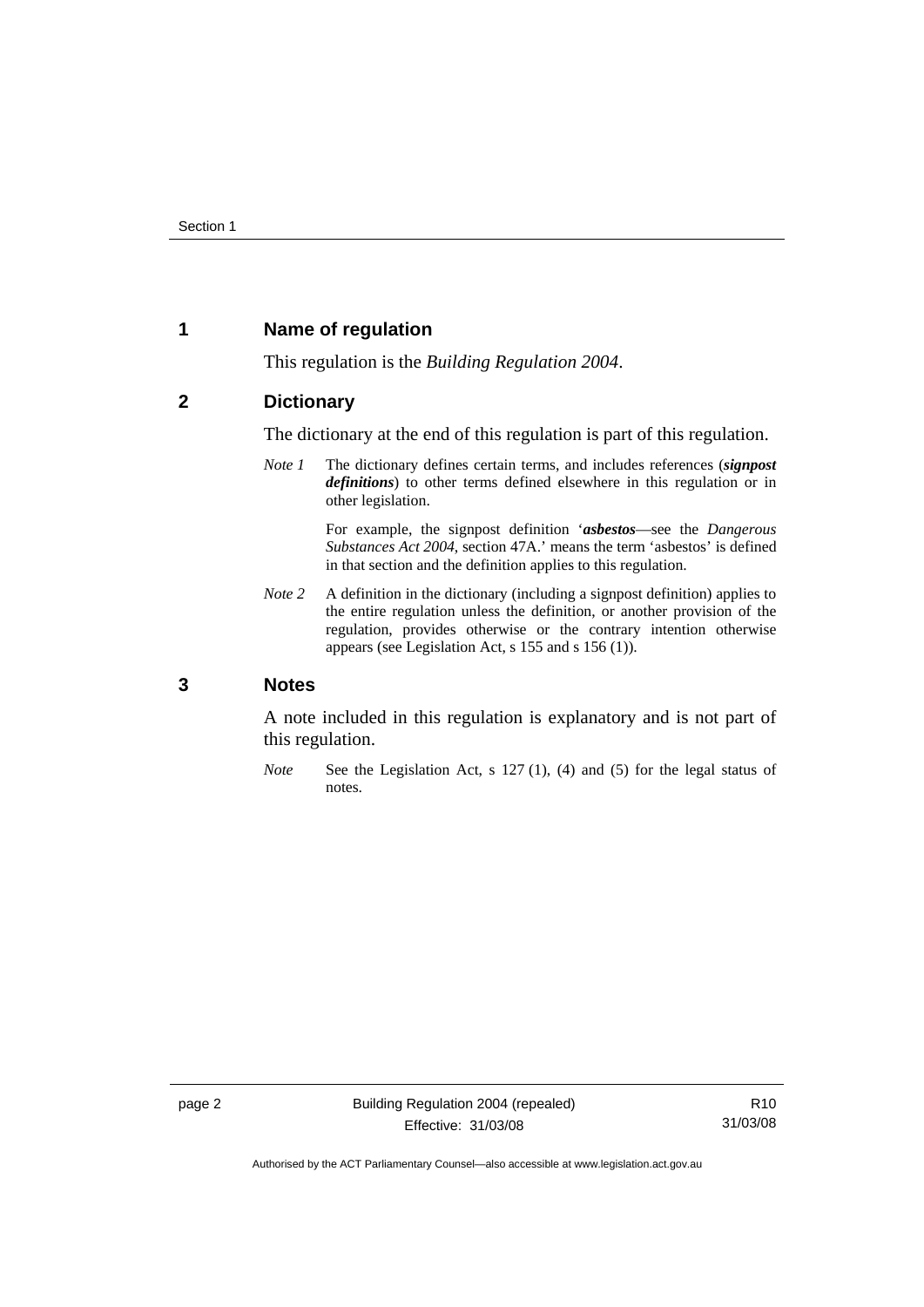## 1 Name of regulation

This regulation is the *Building Regulation 2004*.

## 2 Dictionary

The dictionary at the end of this regulation is part of this regulation.

*Note 1* The dictionary defines certain terms, and includes references (***signpost definitions***) to other terms defined elsewhere in this regulation or in other legislation.

For example, the signpost definition '***asbestos***—see the *Dangerous Substances Act 2004*, section 47A.' means the term 'asbestos' is defined in that section and the definition applies to this regulation.

*Note 2* A definition in the dictionary (including a signpost definition) applies to the entire regulation unless the definition, or another provision of the regulation, provides otherwise or the contrary intention otherwise appears (see Legislation Act, s 155 and s 156 (1)).

## 3 Notes

A note included in this regulation is explanatory and is not part of this regulation.

*Note* See the Legislation Act, s 127 (1), (4) and (5) for the legal status of notes.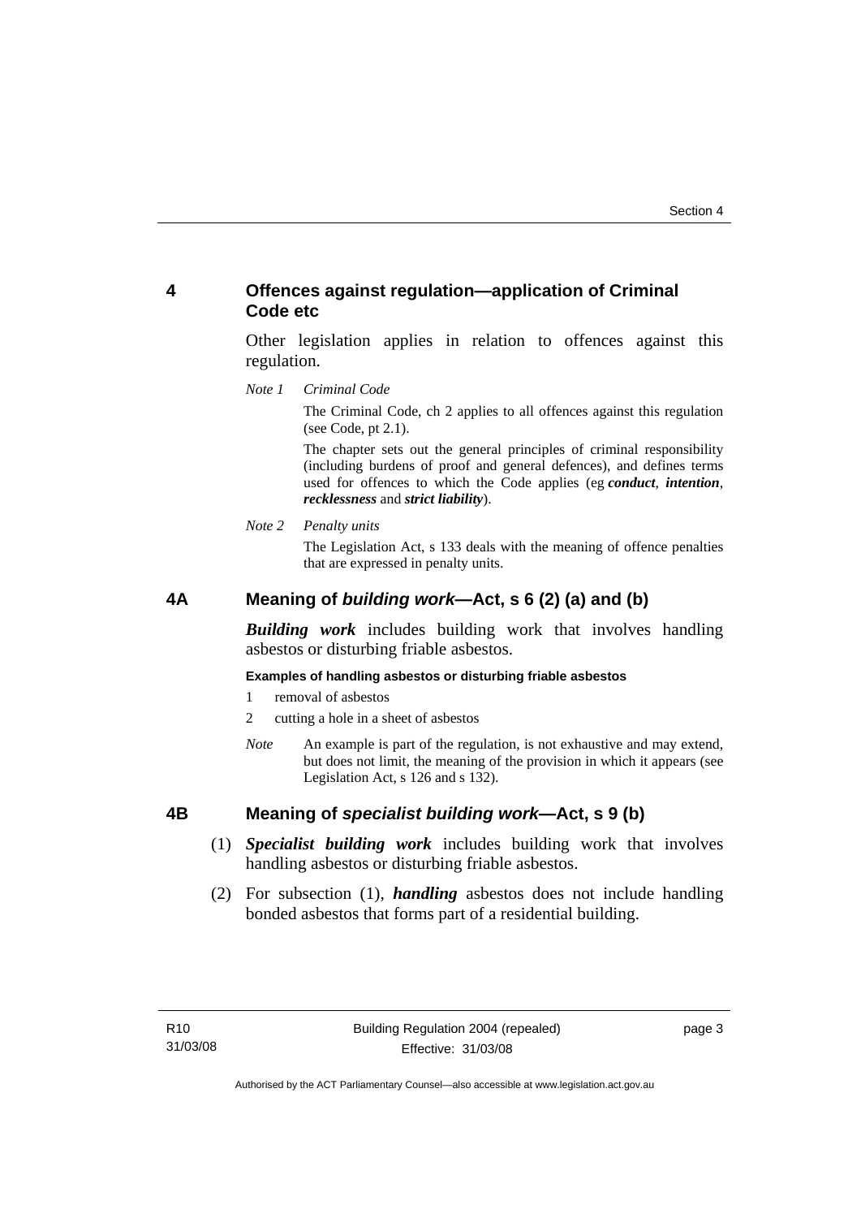## 4 Offences against regulation—application of Criminal Code etc

Other legislation applies in relation to offences against this regulation.

*Note 1* *Criminal Code*

The Criminal Code, ch 2 applies to all offences against this regulation (see Code, pt 2.1).

The chapter sets out the general principles of criminal responsibility (including burdens of proof and general defences), and defines terms used for offences to which the Code applies (eg ***conduct***, ***intention***, ***recklessness*** and ***strict liability***).

*Note 2* *Penalty units*

The Legislation Act, s 133 deals with the meaning of offence penalties that are expressed in penalty units.

## 4A Meaning of *building work*—Act, s 6 (2) (a) and (b)

***Building work*** includes building work that involves handling asbestos or disturbing friable asbestos.

**Examples of handling asbestos or disturbing friable asbestos**

1 removal of asbestos

2 cutting a hole in a sheet of asbestos

*Note* An example is part of the regulation, is not exhaustive and may extend, but does not limit, the meaning of the provision in which it appears (see Legislation Act, s 126 and s 132).

## 4B Meaning of *specialist building work*—Act, s 9 (b)

(1) ***Specialist building work*** includes building work that involves handling asbestos or disturbing friable asbestos.

(2) For subsection (1), ***handling*** asbestos does not include handling bonded asbestos that forms part of a residential building.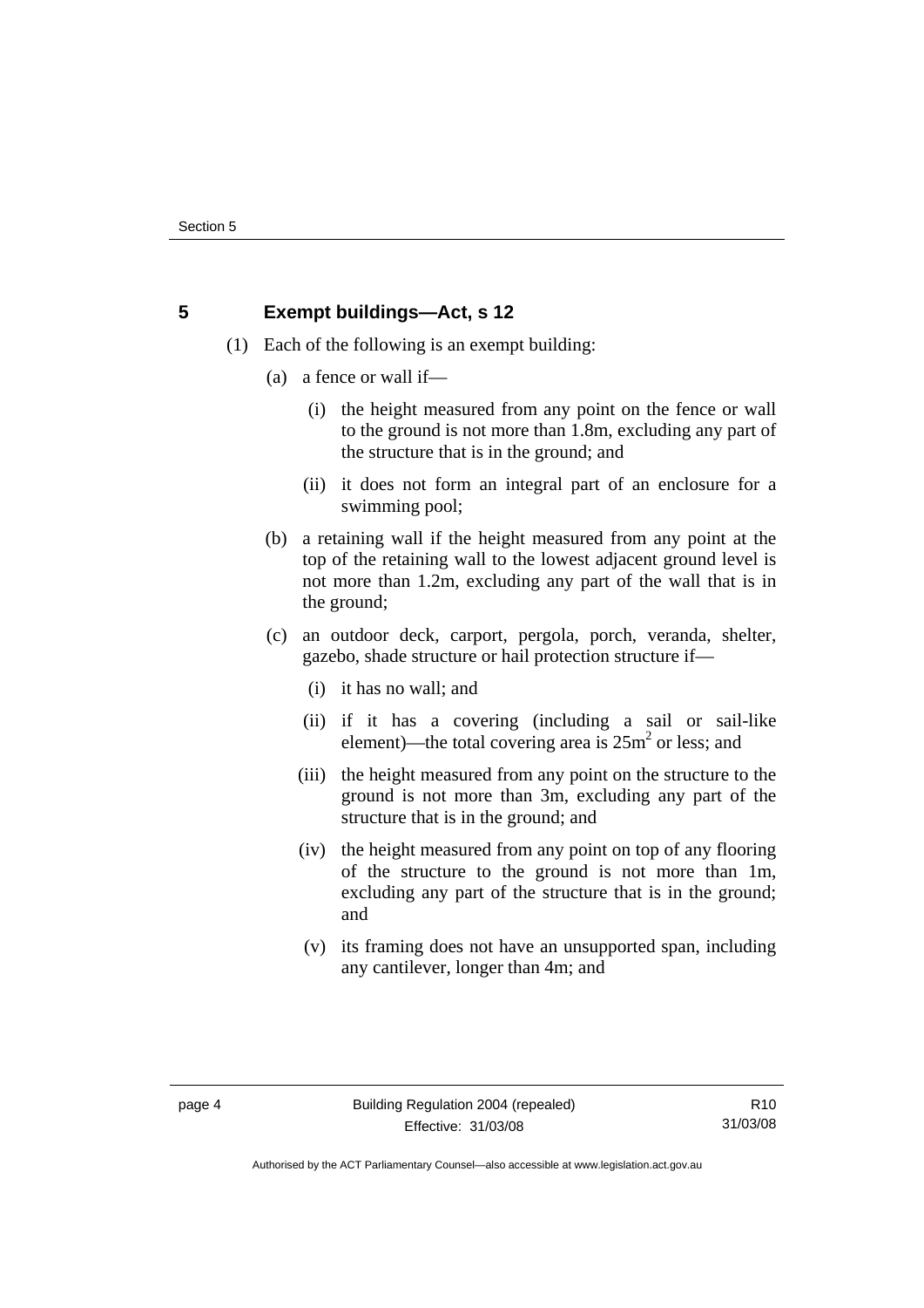## 5 Exempt buildings—Act, s 12

(1) Each of the following is an exempt building:

(a) a fence or wall if—

(i) the height measured from any point on the fence or wall to the ground is not more than 1.8m, excluding any part of the structure that is in the ground; and

(ii) it does not form an integral part of an enclosure for a swimming pool;

(b) a retaining wall if the height measured from any point at the top of the retaining wall to the lowest adjacent ground level is not more than 1.2m, excluding any part of the wall that is in the ground;

(c) an outdoor deck, carport, pergola, porch, veranda, shelter, gazebo, shade structure or hail protection structure if—

(i) it has no wall; and

(ii) if it has a covering (including a sail or sail-like element)—the total covering area is $25m^2$ or less; and

(iii) the height measured from any point on the structure to the ground is not more than 3m, excluding any part of the structure that is in the ground; and

(iv) the height measured from any point on top of any flooring of the structure to the ground is not more than 1m, excluding any part of the structure that is in the ground; and

(v) its framing does not have an unsupported span, including any cantilever, longer than 4m; and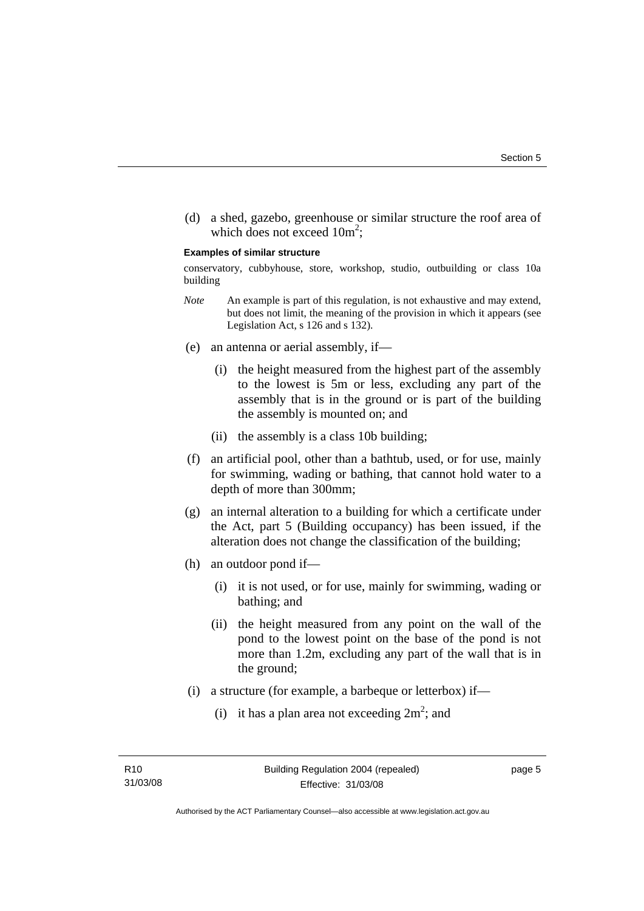(d) a shed, gazebo, greenhouse or similar structure the roof area of which does not exceed $10m^2$;

**Examples of similar structure**

conservatory, cubbyhouse, store, workshop, studio, outbuilding or class 10a building

*Note* An example is part of this regulation, is not exhaustive and may extend, but does not limit, the meaning of the provision in which it appears (see Legislation Act, s 126 and s 132).

(e) an antenna or aerial assembly, if—

(i) the height measured from the highest part of the assembly to the lowest is 5m or less, excluding any part of the assembly that is in the ground or is part of the building the assembly is mounted on; and

(ii) the assembly is a class 10b building;

(f) an artificial pool, other than a bathtub, used, or for use, mainly for swimming, wading or bathing, that cannot hold water to a depth of more than 300mm;

(g) an internal alteration to a building for which a certificate under the Act, part 5 (Building occupancy) has been issued, if the alteration does not change the classification of the building;

(h) an outdoor pond if—

(i) it is not used, or for use, mainly for swimming, wading or bathing; and

(ii) the height measured from any point on the wall of the pond to the lowest point on the base of the pond is not more than 1.2m, excluding any part of the wall that is in the ground;

(i) a structure (for example, a barbeque or letterbox) if—

(i) it has a plan area not exceeding $2m^2$; and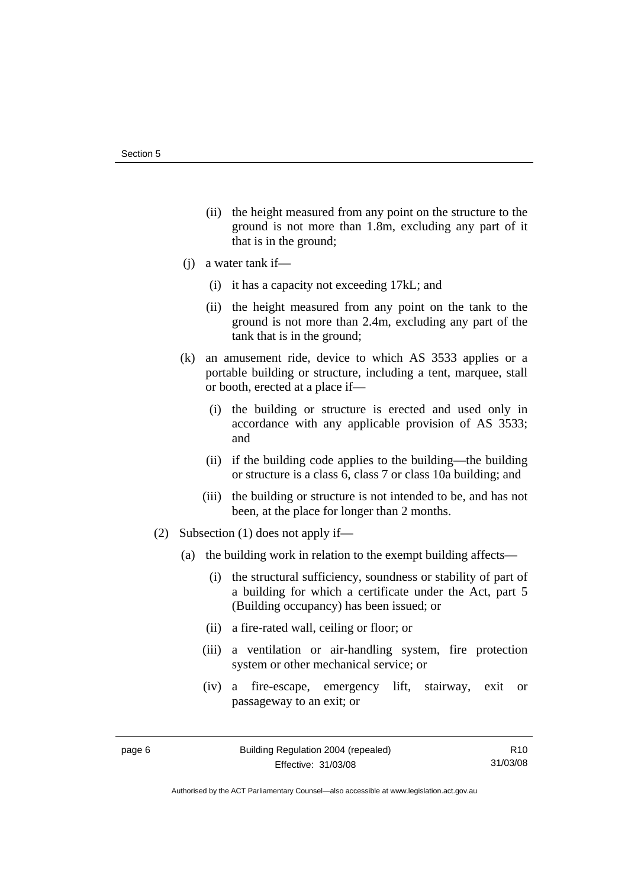(ii) the height measured from any point on the structure to the ground is not more than 1.8m, excluding any part of it that is in the ground;

(j) a water tank if—

(i) it has a capacity not exceeding 17kL; and

(ii) the height measured from any point on the tank to the ground is not more than 2.4m, excluding any part of the tank that is in the ground;

(k) an amusement ride, device to which AS 3533 applies or a portable building or structure, including a tent, marquee, stall or booth, erected at a place if—

(i) the building or structure is erected and used only in accordance with any applicable provision of AS 3533; and

(ii) if the building code applies to the building—the building or structure is a class 6, class 7 or class 10a building; and

(iii) the building or structure is not intended to be, and has not been, at the place for longer than 2 months.

(2) Subsection (1) does not apply if—

(a) the building work in relation to the exempt building affects—

(i) the structural sufficiency, soundness or stability of part of a building for which a certificate under the Act, part 5 (Building occupancy) has been issued; or

(ii) a fire-rated wall, ceiling or floor; or

(iii) a ventilation or air-handling system, fire protection system or other mechanical service; or

(iv) a fire-escape, emergency lift, stairway, exit or passageway to an exit; or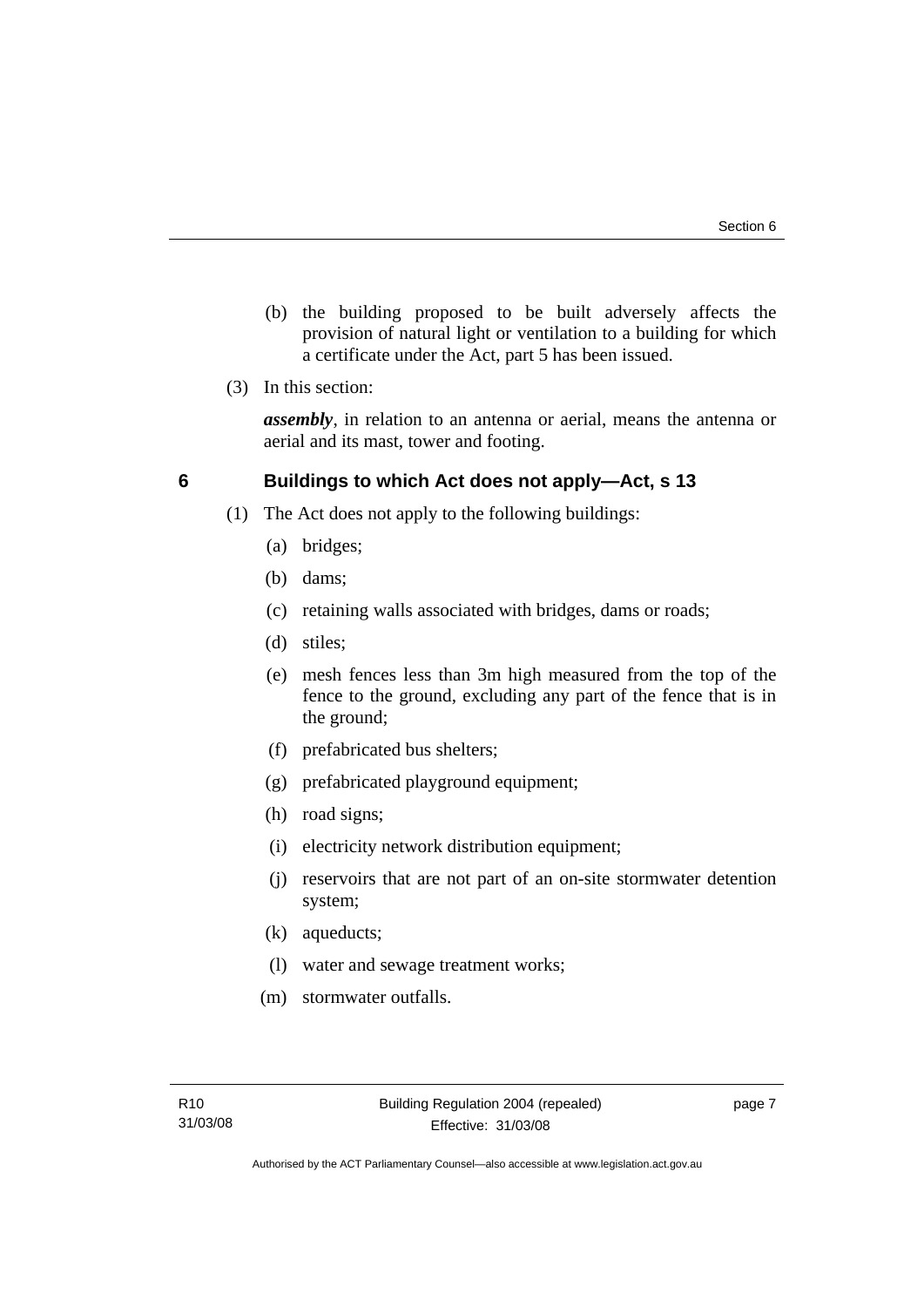(b) the building proposed to be built adversely affects the provision of natural light or ventilation to a building for which a certificate under the Act, part 5 has been issued.

(3) In this section:

***assembly***, in relation to an antenna or aerial, means the antenna or aerial and its mast, tower and footing.

## 6 Buildings to which Act does not apply—Act, s 13

(1) The Act does not apply to the following buildings:

(a) bridges;

(b) dams;

(c) retaining walls associated with bridges, dams or roads;

(d) stiles;

(e) mesh fences less than 3m high measured from the top of the fence to the ground, excluding any part of the fence that is in the ground;

(f) prefabricated bus shelters;

(g) prefabricated playground equipment;

(h) road signs;

(i) electricity network distribution equipment;

(j) reservoirs that are not part of an on-site stormwater detention system;

(k) aqueducts;

(l) water and sewage treatment works;

(m) stormwater outfalls.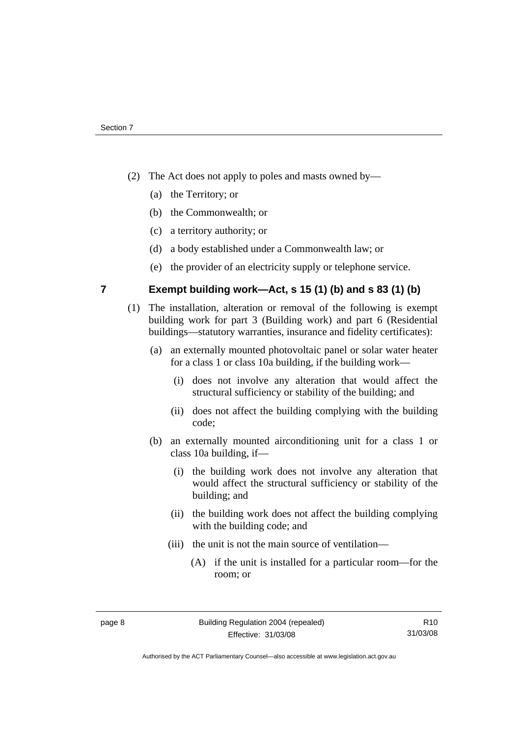(2) The Act does not apply to poles and masts owned by—

(a) the Territory; or

(b) the Commonwealth; or

(c) a territory authority; or

(d) a body established under a Commonwealth law; or

(e) the provider of an electricity supply or telephone service.

## 7 Exempt building work—Act, s 15 (1) (b) and s 83 (1) (b)

(1) The installation, alteration or removal of the following is exempt building work for part 3 (Building work) and part 6 (Residential buildings—statutory warranties, insurance and fidelity certificates):

(a) an externally mounted photovoltaic panel or solar water heater for a class 1 or class 10a building, if the building work—

(i) does not involve any alteration that would affect the structural sufficiency or stability of the building; and

(ii) does not affect the building complying with the building code;

(b) an externally mounted airconditioning unit for a class 1 or class 10a building, if—

(i) the building work does not involve any alteration that would affect the structural sufficiency or stability of the building; and

(ii) the building work does not affect the building complying with the building code; and

(iii) the unit is not the main source of ventilation—

(A) if the unit is installed for a particular room—for the room; or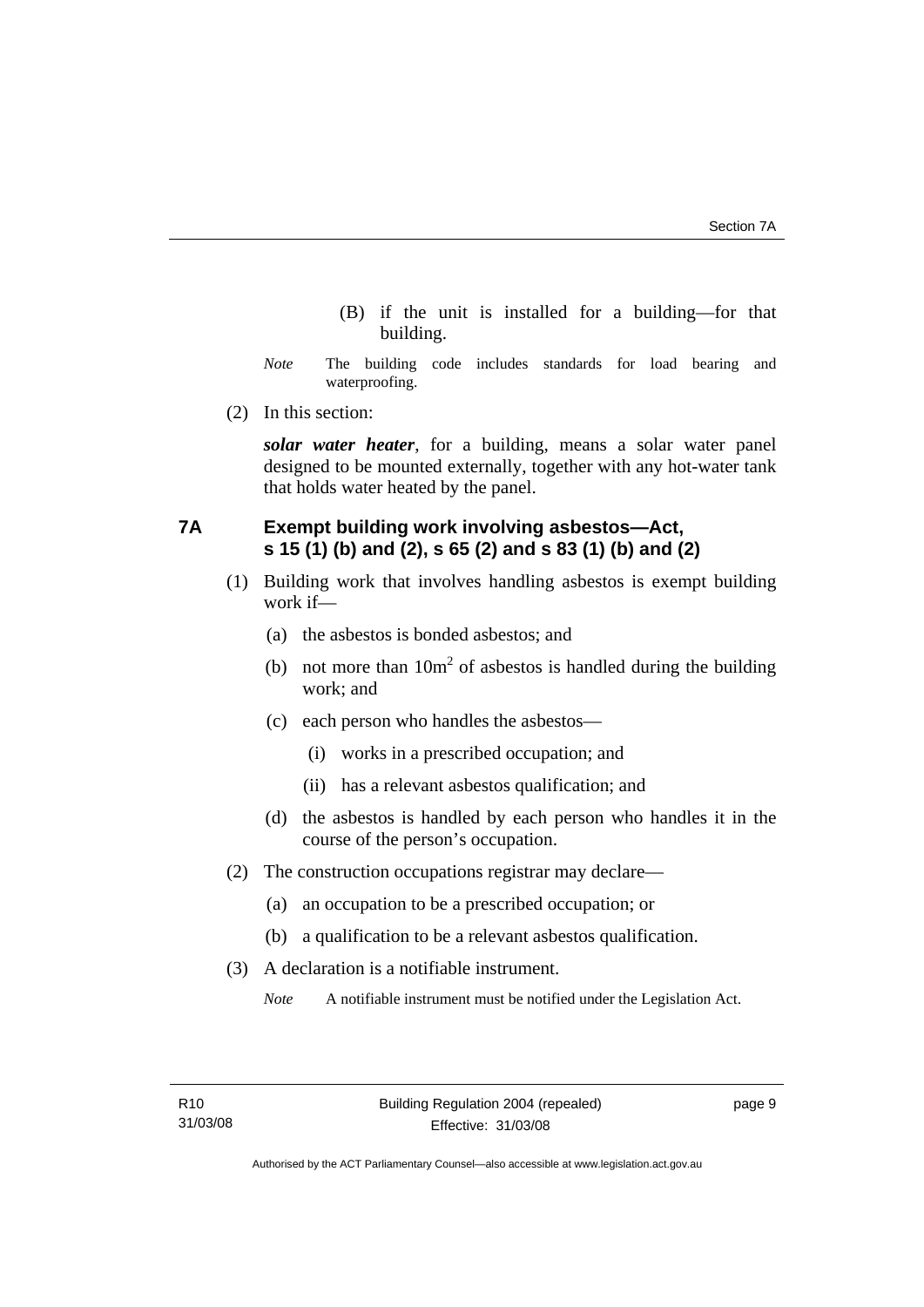(B) if the unit is installed for a building—for that building.

*Note* The building code includes standards for load bearing and waterproofing.

(2) In this section:

***solar water heater***, for a building, means a solar water panel designed to be mounted externally, together with any hot-water tank that holds water heated by the panel.

### 7A Exempt building work involving asbestos—Act, s 15 (1) (b) and (2), s 65 (2) and s 83 (1) (b) and (2)

(1) Building work that involves handling asbestos is exempt building work if—

(a) the asbestos is bonded asbestos; and

(b) not more than $10m^2$ of asbestos is handled during the building work; and

(c) each person who handles the asbestos—

(i) works in a prescribed occupation; and

(ii) has a relevant asbestos qualification; and

(d) the asbestos is handled by each person who handles it in the course of the person's occupation.

(2) The construction occupations registrar may declare—

(a) an occupation to be a prescribed occupation; or

(b) a qualification to be a relevant asbestos qualification.

(3) A declaration is a notifiable instrument.

*Note* A notifiable instrument must be notified under the Legislation Act.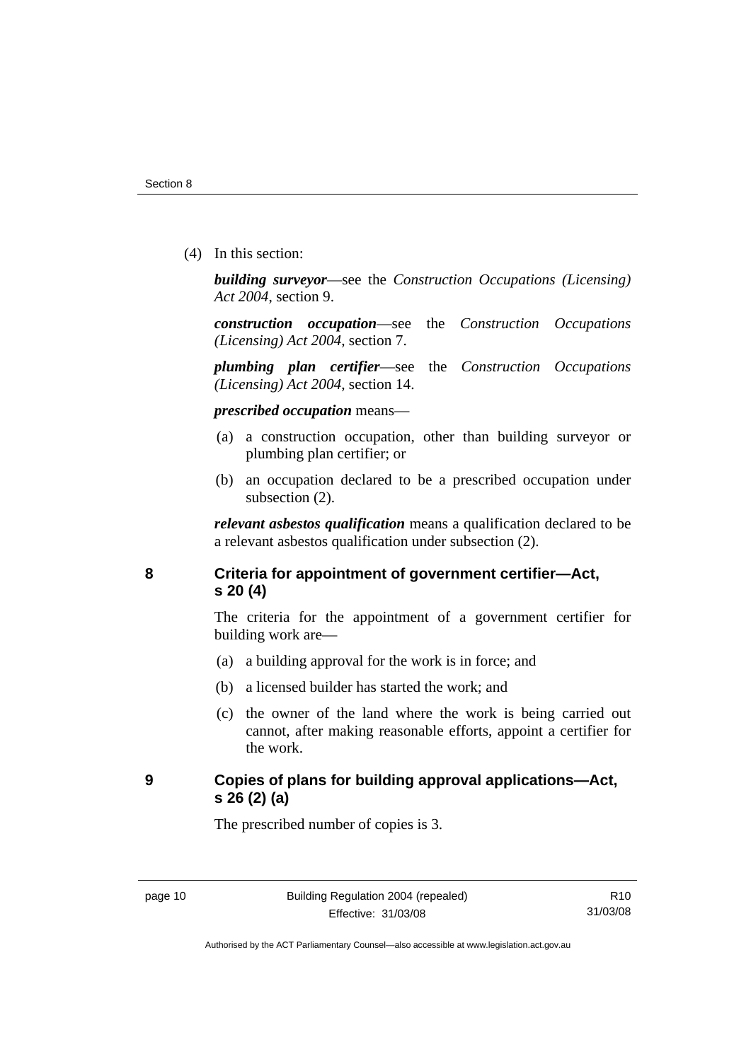(4) In this section:

***building surveyor***—see the *Construction Occupations (Licensing) Act 2004*, section 9.

***construction occupation***—see the *Construction Occupations (Licensing) Act 2004*, section 7.

***plumbing plan certifier***—see the *Construction Occupations (Licensing) Act 2004*, section 14.

***prescribed occupation*** means—

(a) a construction occupation, other than building surveyor or plumbing plan certifier; or

(b) an occupation declared to be a prescribed occupation under subsection (2).

***relevant asbestos qualification*** means a qualification declared to be a relevant asbestos qualification under subsection (2).

## 8 Criteria for appointment of government certifier—Act, s 20 (4)

The criteria for the appointment of a government certifier for building work are—

(a) a building approval for the work is in force; and

(b) a licensed builder has started the work; and

(c) the owner of the land where the work is being carried out cannot, after making reasonable efforts, appoint a certifier for the work.

## 9 Copies of plans for building approval applications—Act, s 26 (2) (a)

The prescribed number of copies is 3.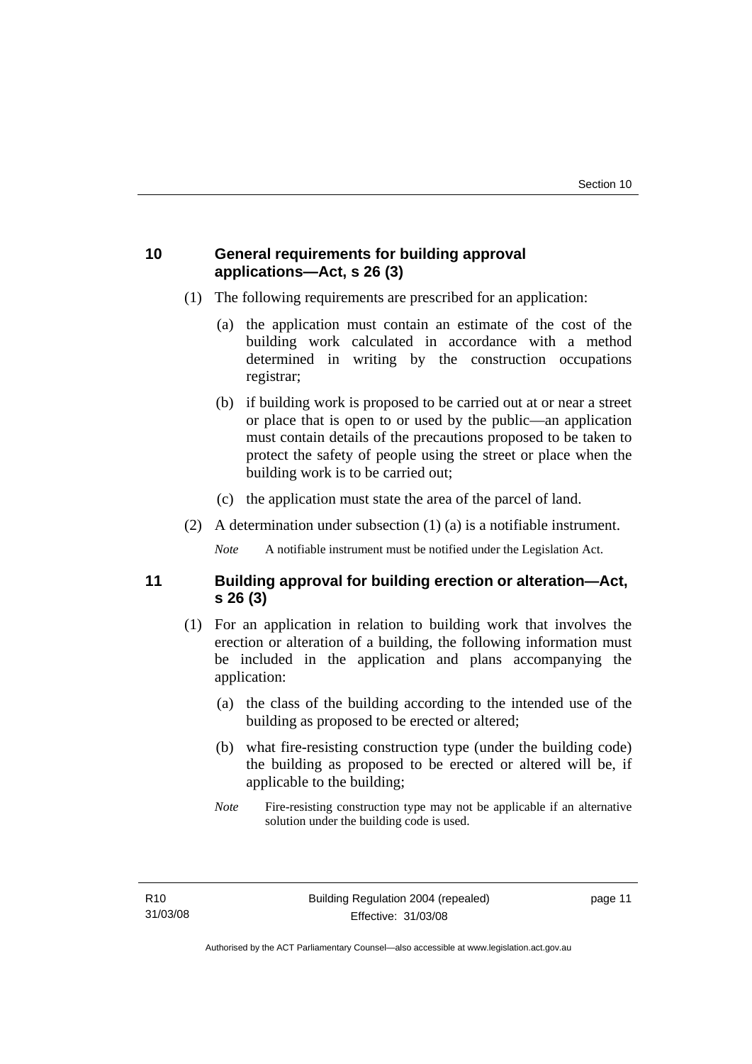## 10 General requirements for building approval applications—Act, s 26 (3)

(1) The following requirements are prescribed for an application:

(a) the application must contain an estimate of the cost of the building work calculated in accordance with a method determined in writing by the construction occupations registrar;

(b) if building work is proposed to be carried out at or near a street or place that is open to or used by the public—an application must contain details of the precautions proposed to be taken to protect the safety of people using the street or place when the building work is to be carried out;

(c) the application must state the area of the parcel of land.

(2) A determination under subsection (1) (a) is a notifiable instrument.

*Note* A notifiable instrument must be notified under the Legislation Act.

## 11 Building approval for building erection or alteration—Act, s 26 (3)

(1) For an application in relation to building work that involves the erection or alteration of a building, the following information must be included in the application and plans accompanying the application:

(a) the class of the building according to the intended use of the building as proposed to be erected or altered;

(b) what fire-resisting construction type (under the building code) the building as proposed to be erected or altered will be, if applicable to the building;

*Note* Fire-resisting construction type may not be applicable if an alternative solution under the building code is used.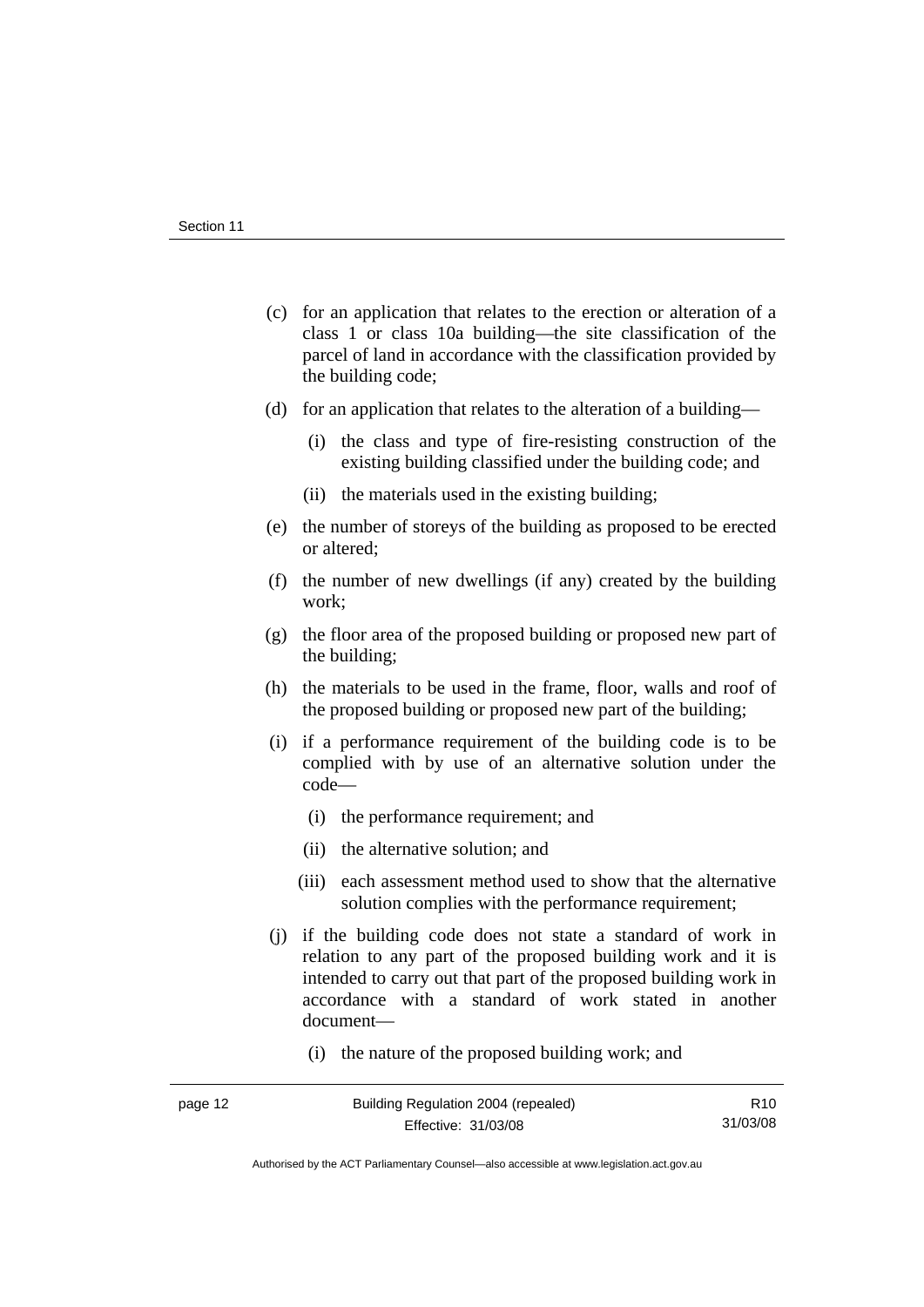(c) for an application that relates to the erection or alteration of a class 1 or class 10a building—the site classification of the parcel of land in accordance with the classification provided by the building code;

(d) for an application that relates to the alteration of a building—

 (i) the class and type of fire-resisting construction of the existing building classified under the building code; and

 (ii) the materials used in the existing building;

(e) the number of storeys of the building as proposed to be erected or altered;

(f) the number of new dwellings (if any) created by the building work;

(g) the floor area of the proposed building or proposed new part of the building;

(h) the materials to be used in the frame, floor, walls and roof of the proposed building or proposed new part of the building;

(i) if a performance requirement of the building code is to be complied with by use of an alternative solution under the code—

 (i) the performance requirement; and

 (ii) the alternative solution; and

 (iii) each assessment method used to show that the alternative solution complies with the performance requirement;

(j) if the building code does not state a standard of work in relation to any part of the proposed building work and it is intended to carry out that part of the proposed building work in accordance with a standard of work stated in another document—

 (i) the nature of the proposed building work; and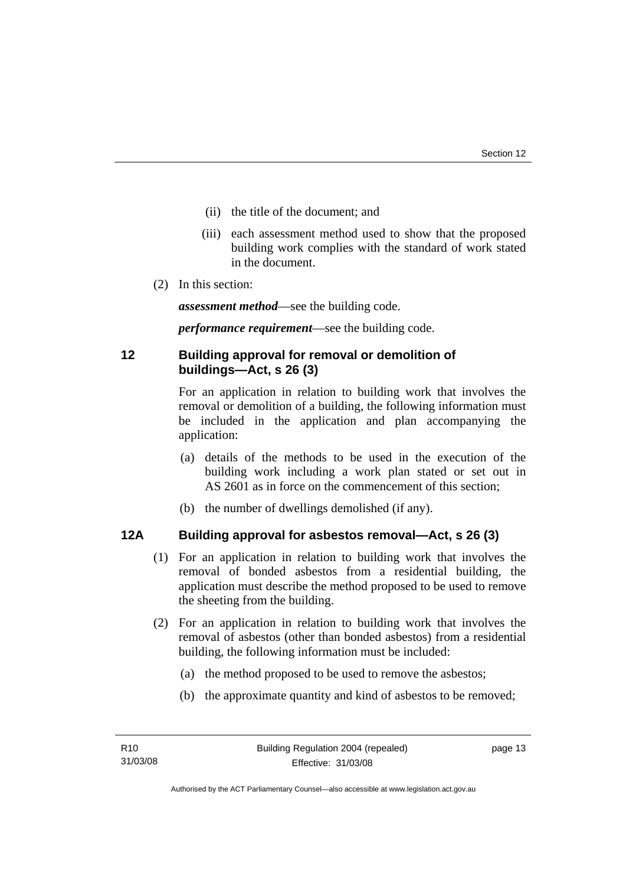(ii) the title of the document; and

(iii) each assessment method used to show that the proposed building work complies with the standard of work stated in the document.

(2) In this section:

***assessment method***—see the building code.

***performance requirement***—see the building code.

## 12 Building approval for removal or demolition of buildings—Act, s 26 (3)

For an application in relation to building work that involves the removal or demolition of a building, the following information must be included in the application and plan accompanying the application:

(a) details of the methods to be used in the execution of the building work including a work plan stated or set out in AS 2601 as in force on the commencement of this section;

(b) the number of dwellings demolished (if any).

## 12A Building approval for asbestos removal—Act, s 26 (3)

(1) For an application in relation to building work that involves the removal of bonded asbestos from a residential building, the application must describe the method proposed to be used to remove the sheeting from the building.

(2) For an application in relation to building work that involves the removal of asbestos (other than bonded asbestos) from a residential building, the following information must be included:

(a) the method proposed to be used to remove the asbestos;

(b) the approximate quantity and kind of asbestos to be removed;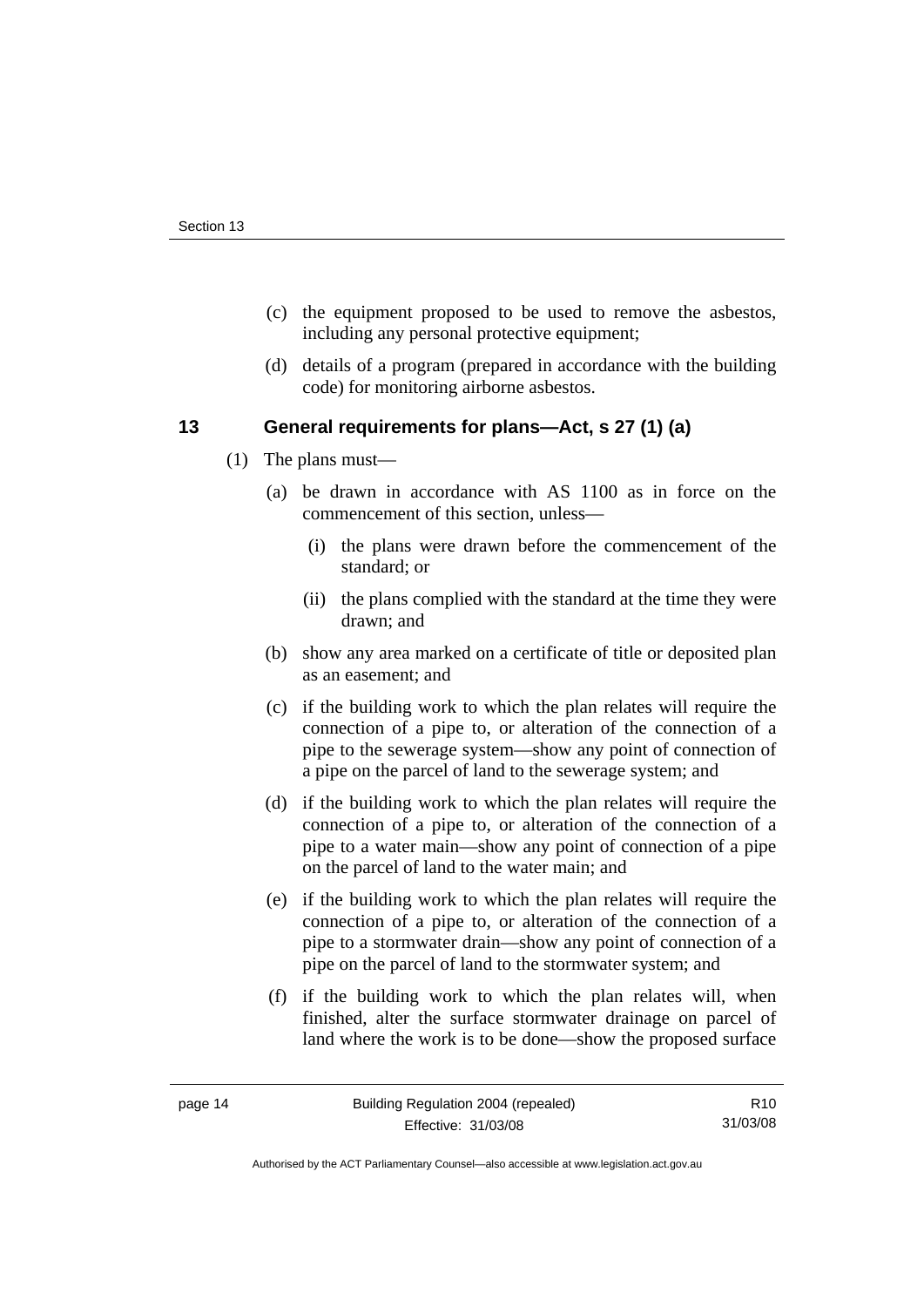(c) the equipment proposed to be used to remove the asbestos, including any personal protective equipment;

(d) details of a program (prepared in accordance with the building code) for monitoring airborne asbestos.

## 13 General requirements for plans—Act, s 27 (1) (a)

(1) The plans must—

(a) be drawn in accordance with AS 1100 as in force on the commencement of this section, unless—

(i) the plans were drawn before the commencement of the standard; or

(ii) the plans complied with the standard at the time they were drawn; and

(b) show any area marked on a certificate of title or deposited plan as an easement; and

(c) if the building work to which the plan relates will require the connection of a pipe to, or alteration of the connection of a pipe to the sewerage system—show any point of connection of a pipe on the parcel of land to the sewerage system; and

(d) if the building work to which the plan relates will require the connection of a pipe to, or alteration of the connection of a pipe to a water main—show any point of connection of a pipe on the parcel of land to the water main; and

(e) if the building work to which the plan relates will require the connection of a pipe to, or alteration of the connection of a pipe to a stormwater drain—show any point of connection of a pipe on the parcel of land to the stormwater system; and

(f) if the building work to which the plan relates will, when finished, alter the surface stormwater drainage on parcel of land where the work is to be done—show the proposed surface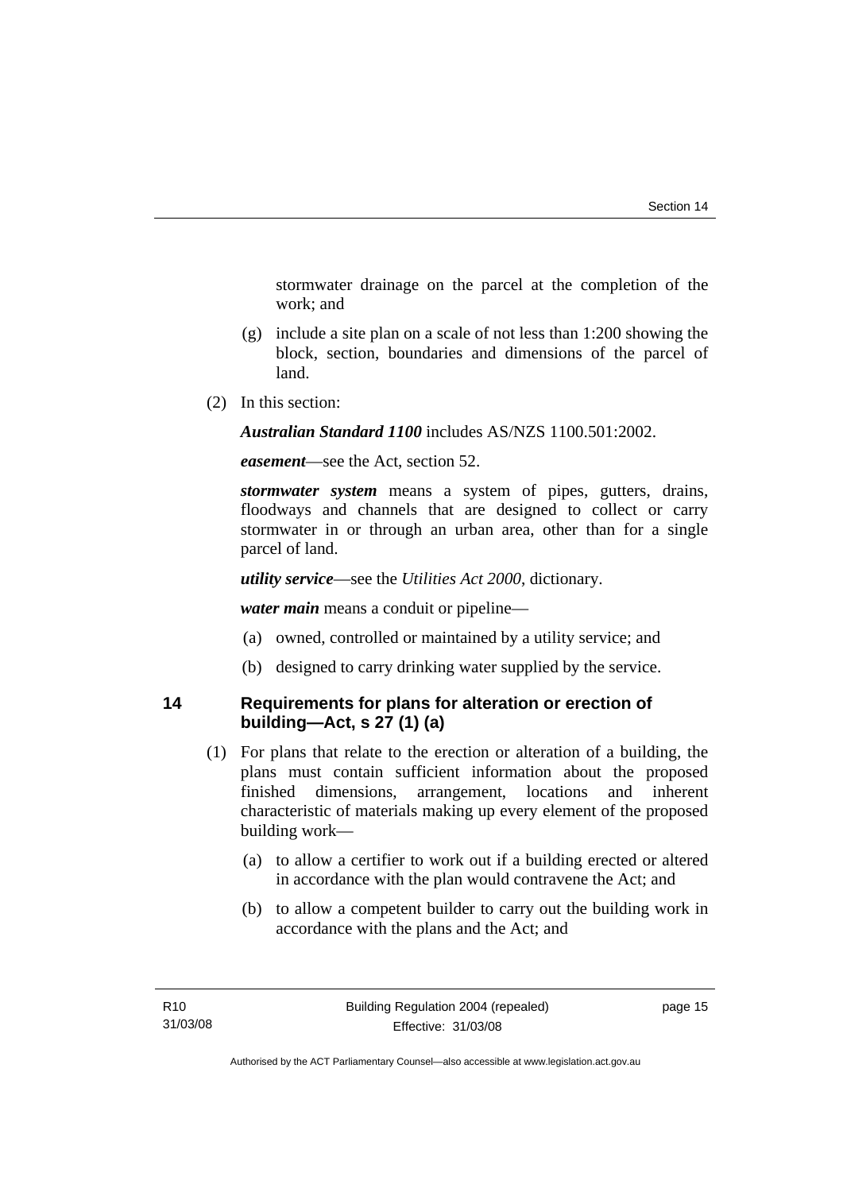stormwater drainage on the parcel at the completion of the work; and

(g) include a site plan on a scale of not less than 1:200 showing the block, section, boundaries and dimensions of the parcel of land.

(2) In this section:

***Australian Standard 1100*** includes AS/NZS 1100.501:2002.

***easement***—see the Act, section 52.

***stormwater system*** means a system of pipes, gutters, drains, floodways and channels that are designed to collect or carry stormwater in or through an urban area, other than for a single parcel of land.

***utility service***—see the *Utilities Act 2000*, dictionary.

***water main*** means a conduit or pipeline—

(a) owned, controlled or maintained by a utility service; and

(b) designed to carry drinking water supplied by the service.

## 14 Requirements for plans for alteration or erection of building—Act, s 27 (1) (a)

(1) For plans that relate to the erection or alteration of a building, the plans must contain sufficient information about the proposed finished dimensions, arrangement, locations and inherent characteristic of materials making up every element of the proposed building work—

(a) to allow a certifier to work out if a building erected or altered in accordance with the plan would contravene the Act; and

(b) to allow a competent builder to carry out the building work in accordance with the plans and the Act; and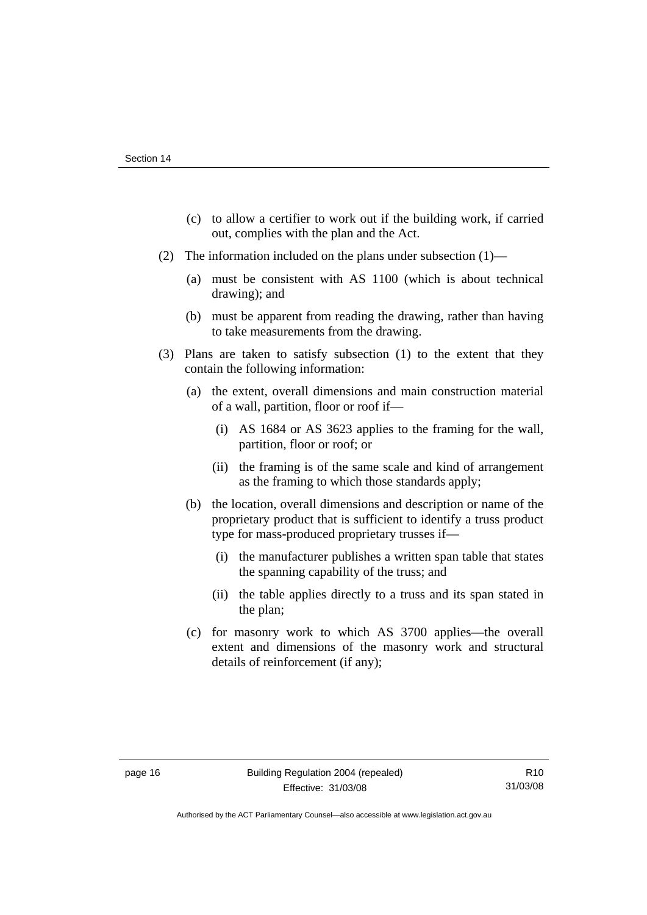(c) to allow a certifier to work out if the building work, if carried out, complies with the plan and the Act.

(2) The information included on the plans under subsection (1)—

(a) must be consistent with AS 1100 (which is about technical drawing); and

(b) must be apparent from reading the drawing, rather than having to take measurements from the drawing.

(3) Plans are taken to satisfy subsection (1) to the extent that they contain the following information:

(a) the extent, overall dimensions and main construction material of a wall, partition, floor or roof if—

(i) AS 1684 or AS 3623 applies to the framing for the wall, partition, floor or roof; or

(ii) the framing is of the same scale and kind of arrangement as the framing to which those standards apply;

(b) the location, overall dimensions and description or name of the proprietary product that is sufficient to identify a truss product type for mass-produced proprietary trusses if—

(i) the manufacturer publishes a written span table that states the spanning capability of the truss; and

(ii) the table applies directly to a truss and its span stated in the plan;

(c) for masonry work to which AS 3700 applies—the overall extent and dimensions of the masonry work and structural details of reinforcement (if any);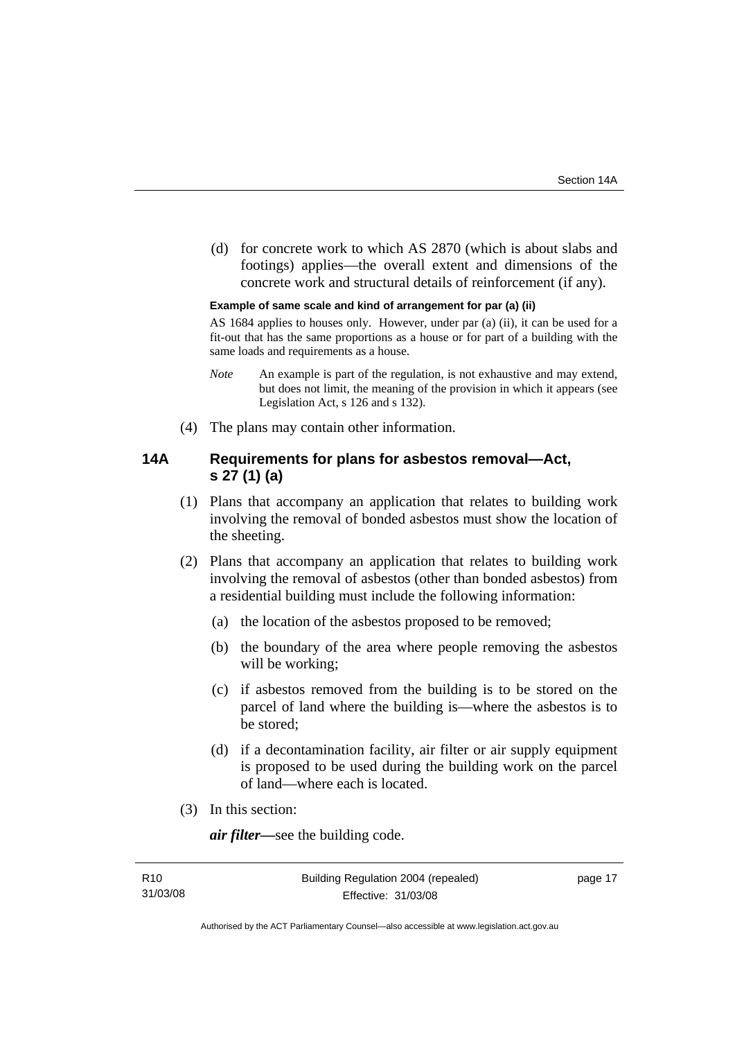(d) for concrete work to which AS 2870 (which is about slabs and footings) applies—the overall extent and dimensions of the concrete work and structural details of reinforcement (if any).

**Example of same scale and kind of arrangement for par (a) (ii)**

AS 1684 applies to houses only. However, under par (a) (ii), it can be used for a fit-out that has the same proportions as a house or for part of a building with the same loads and requirements as a house.

*Note* An example is part of the regulation, is not exhaustive and may extend, but does not limit, the meaning of the provision in which it appears (see Legislation Act, s 126 and s 132).

(4) The plans may contain other information.

### 14A Requirements for plans for asbestos removal—Act, s 27 (1) (a)

(1) Plans that accompany an application that relates to building work involving the removal of bonded asbestos must show the location of the sheeting.

(2) Plans that accompany an application that relates to building work involving the removal of asbestos (other than bonded asbestos) from a residential building must include the following information:

(a) the location of the asbestos proposed to be removed;

(b) the boundary of the area where people removing the asbestos will be working;

(c) if asbestos removed from the building is to be stored on the parcel of land where the building is—where the asbestos is to be stored;

(d) if a decontamination facility, air filter or air supply equipment is proposed to be used during the building work on the parcel of land—where each is located.

(3) In this section:

***air filter***—see the building code.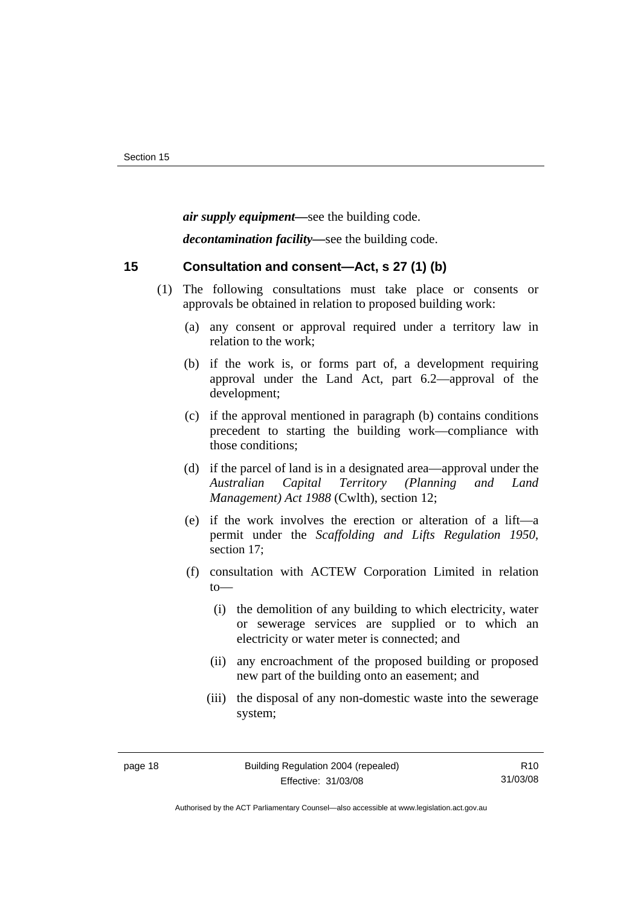***air supply equipment*****—**see the building code.

***decontamination facility*****—**see the building code.

## 15 Consultation and consent—Act, s 27 (1) (b)

(1) The following consultations must take place or consents or approvals be obtained in relation to proposed building work:

(a) any consent or approval required under a territory law in relation to the work;

(b) if the work is, or forms part of, a development requiring approval under the Land Act, part 6.2—approval of the development;

(c) if the approval mentioned in paragraph (b) contains conditions precedent to starting the building work—compliance with those conditions;

(d) if the parcel of land is in a designated area—approval under the *Australian Capital Territory (Planning and Land Management) Act 1988* (Cwlth), section 12;

(e) if the work involves the erection or alteration of a lift—a permit under the *Scaffolding and Lifts Regulation 1950*, section 17;

(f) consultation with ACTEW Corporation Limited in relation to—

(i) the demolition of any building to which electricity, water or sewerage services are supplied or to which an electricity or water meter is connected; and

(ii) any encroachment of the proposed building or proposed new part of the building onto an easement; and

(iii) the disposal of any non-domestic waste into the sewerage system;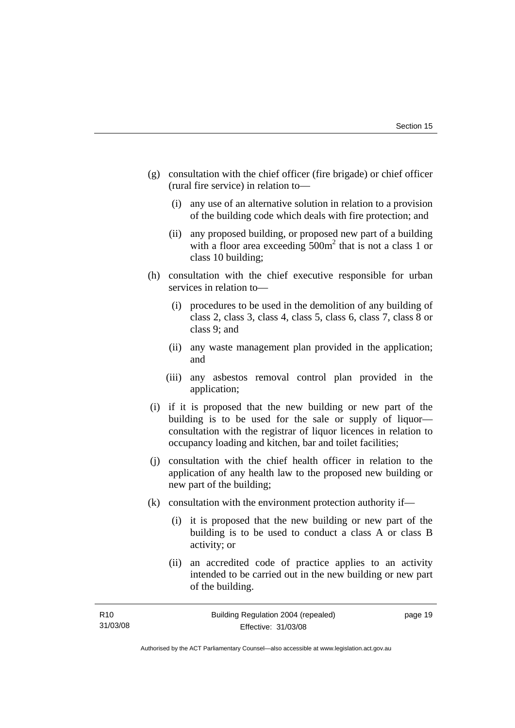(g) consultation with the chief officer (fire brigade) or chief officer (rural fire service) in relation to—

  (i) any use of an alternative solution in relation to a provision of the building code which deals with fire protection; and

  (ii) any proposed building, or proposed new part of a building with a floor area exceeding $500m^2$ that is not a class 1 or class 10 building;

(h) consultation with the chief executive responsible for urban services in relation to—

  (i) procedures to be used in the demolition of any building of class 2, class 3, class 4, class 5, class 6, class 7, class 8 or class 9; and

  (ii) any waste management plan provided in the application; and

  (iii) any asbestos removal control plan provided in the application;

(i) if it is proposed that the new building or new part of the building is to be used for the sale or supply of liquor—consultation with the registrar of liquor licences in relation to occupancy loading and kitchen, bar and toilet facilities;

(j) consultation with the chief health officer in relation to the application of any health law to the proposed new building or new part of the building;

(k) consultation with the environment protection authority if—

  (i) it is proposed that the new building or new part of the building is to be used to conduct a class A or class B activity; or

  (ii) an accredited code of practice applies to an activity intended to be carried out in the new building or new part of the building.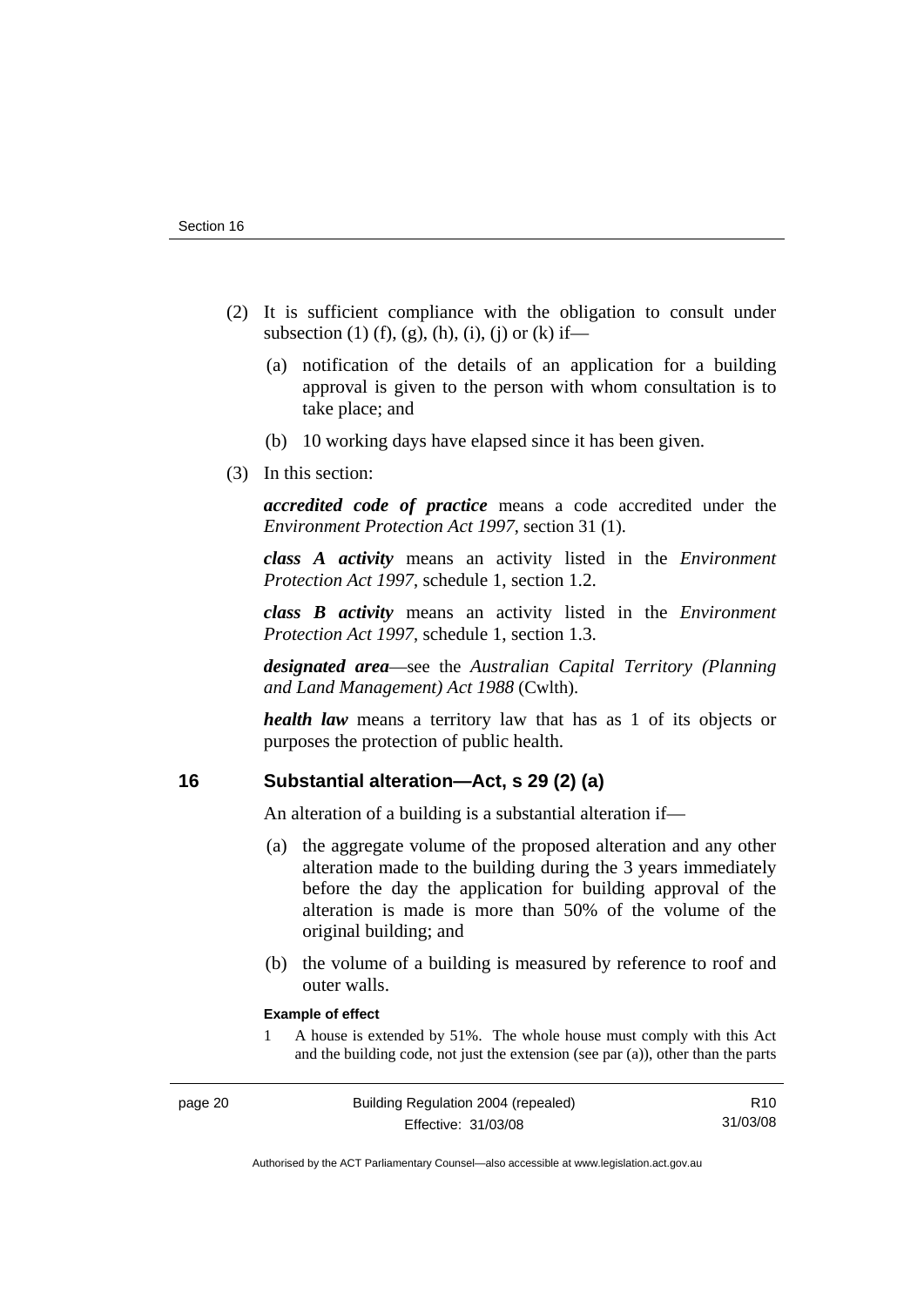(2) It is sufficient compliance with the obligation to consult under subsection (1) (f), (g), (h), (i), (j) or (k) if—

(a) notification of the details of an application for a building approval is given to the person with whom consultation is to take place; and

(b) 10 working days have elapsed since it has been given.

(3) In this section:

***accredited code of practice*** means a code accredited under the *Environment Protection Act 1997*, section 31 (1).

***class A activity*** means an activity listed in the *Environment Protection Act 1997*, schedule 1, section 1.2.

***class B activity*** means an activity listed in the *Environment Protection Act 1997*, schedule 1, section 1.3.

***designated area***—see the *Australian Capital Territory (Planning and Land Management) Act 1988* (Cwlth).

***health law*** means a territory law that has as 1 of its objects or purposes the protection of public health.

## 16 Substantial alteration—Act, s 29 (2) (a)

An alteration of a building is a substantial alteration if—

(a) the aggregate volume of the proposed alteration and any other alteration made to the building during the 3 years immediately before the day the application for building approval of the alteration is made is more than 50% of the volume of the original building; and

(b) the volume of a building is measured by reference to roof and outer walls.

**Example of effect**

1 A house is extended by 51%. The whole house must comply with this Act and the building code, not just the extension (see par (a)), other than the parts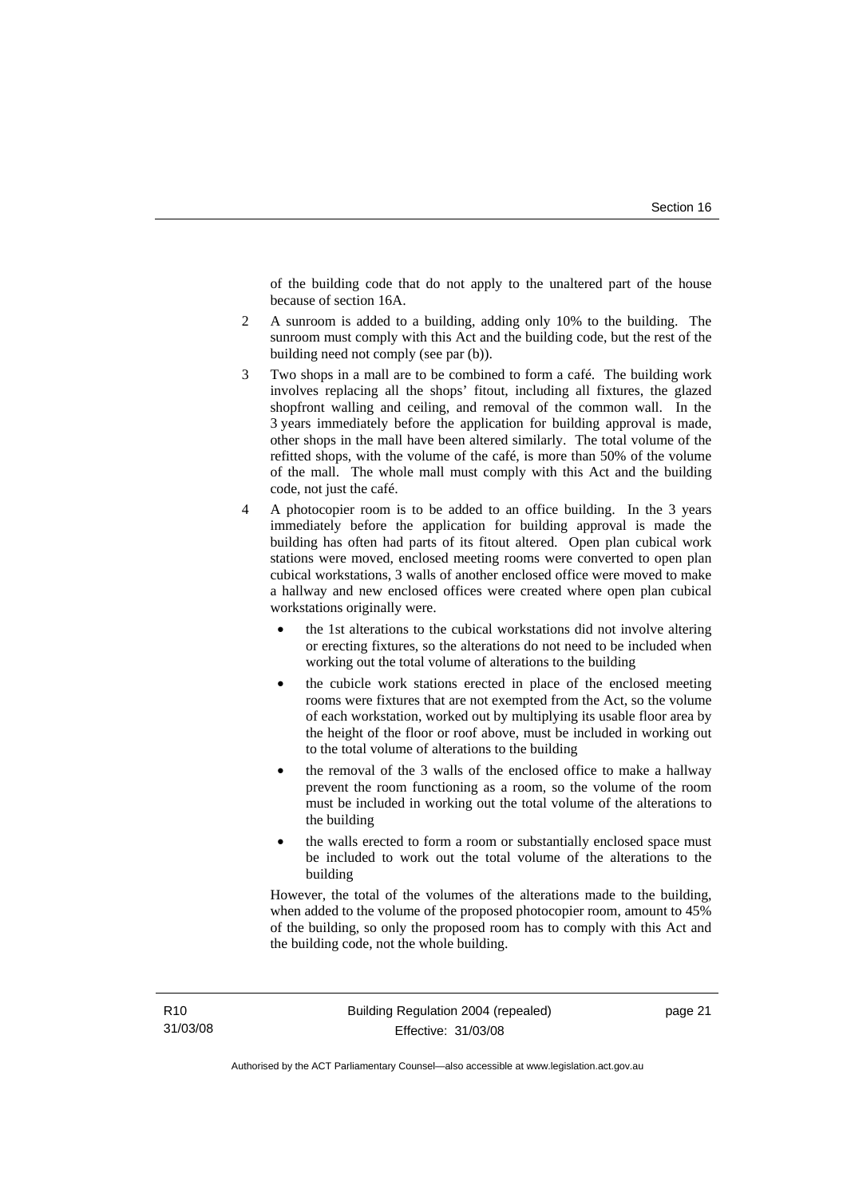of the building code that do not apply to the unaltered part of the house because of section 16A.

2 A sunroom is added to a building, adding only 10% to the building. The sunroom must comply with this Act and the building code, but the rest of the building need not comply (see par (b)).

3 Two shops in a mall are to be combined to form a café. The building work involves replacing all the shops' fitout, including all fixtures, the glazed shopfront walling and ceiling, and removal of the common wall. In the 3 years immediately before the application for building approval is made, other shops in the mall have been altered similarly. The total volume of the refitted shops, with the volume of the café, is more than 50% of the volume of the mall. The whole mall must comply with this Act and the building code, not just the café.

4 A photocopier room is to be added to an office building. In the 3 years immediately before the application for building approval is made the building has often had parts of its fitout altered. Open plan cubical work stations were moved, enclosed meeting rooms were converted to open plan cubical workstations, 3 walls of another enclosed office were moved to make a hallway and new enclosed offices were created where open plan cubical workstations originally were.

- the 1st alterations to the cubical workstations did not involve altering or erecting fixtures, so the alterations do not need to be included when working out the total volume of alterations to the building
- the cubicle work stations erected in place of the enclosed meeting rooms were fixtures that are not exempted from the Act, so the volume of each workstation, worked out by multiplying its usable floor area by the height of the floor or roof above, must be included in working out to the total volume of alterations to the building
- the removal of the 3 walls of the enclosed office to make a hallway prevent the room functioning as a room, so the volume of the room must be included in working out the total volume of the alterations to the building
- the walls erected to form a room or substantially enclosed space must be included to work out the total volume of the alterations to the building

However, the total of the volumes of the alterations made to the building, when added to the volume of the proposed photocopier room, amount to 45% of the building, so only the proposed room has to comply with this Act and the building code, not the whole building.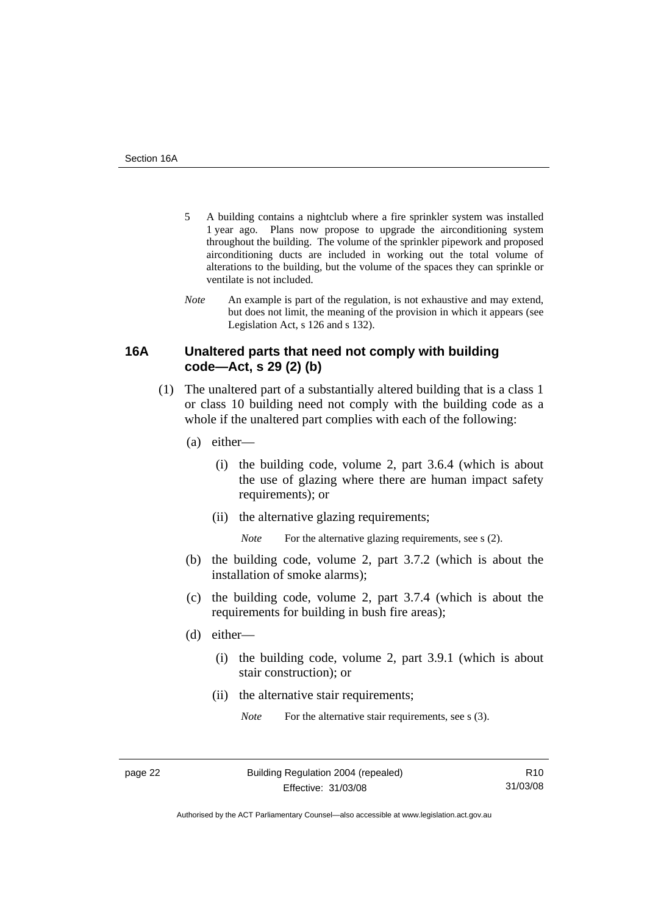5 A building contains a nightclub where a fire sprinkler system was installed 1 year ago. Plans now propose to upgrade the airconditioning system throughout the building. The volume of the sprinkler pipework and proposed airconditioning ducts are included in working out the total volume of alterations to the building, but the volume of the spaces they can sprinkle or ventilate is not included.

*Note* An example is part of the regulation, is not exhaustive and may extend, but does not limit, the meaning of the provision in which it appears (see Legislation Act, s 126 and s 132).

## 16A Unaltered parts that need not comply with building code—Act, s 29 (2) (b)

(1) The unaltered part of a substantially altered building that is a class 1 or class 10 building need not comply with the building code as a whole if the unaltered part complies with each of the following:

(a) either—

(i) the building code, volume 2, part 3.6.4 (which is about the use of glazing where there are human impact safety requirements); or

(ii) the alternative glazing requirements;

*Note* For the alternative glazing requirements, see s (2).

(b) the building code, volume 2, part 3.7.2 (which is about the installation of smoke alarms);

(c) the building code, volume 2, part 3.7.4 (which is about the requirements for building in bush fire areas);

(d) either—

(i) the building code, volume 2, part 3.9.1 (which is about stair construction); or

(ii) the alternative stair requirements;

*Note* For the alternative stair requirements, see s (3).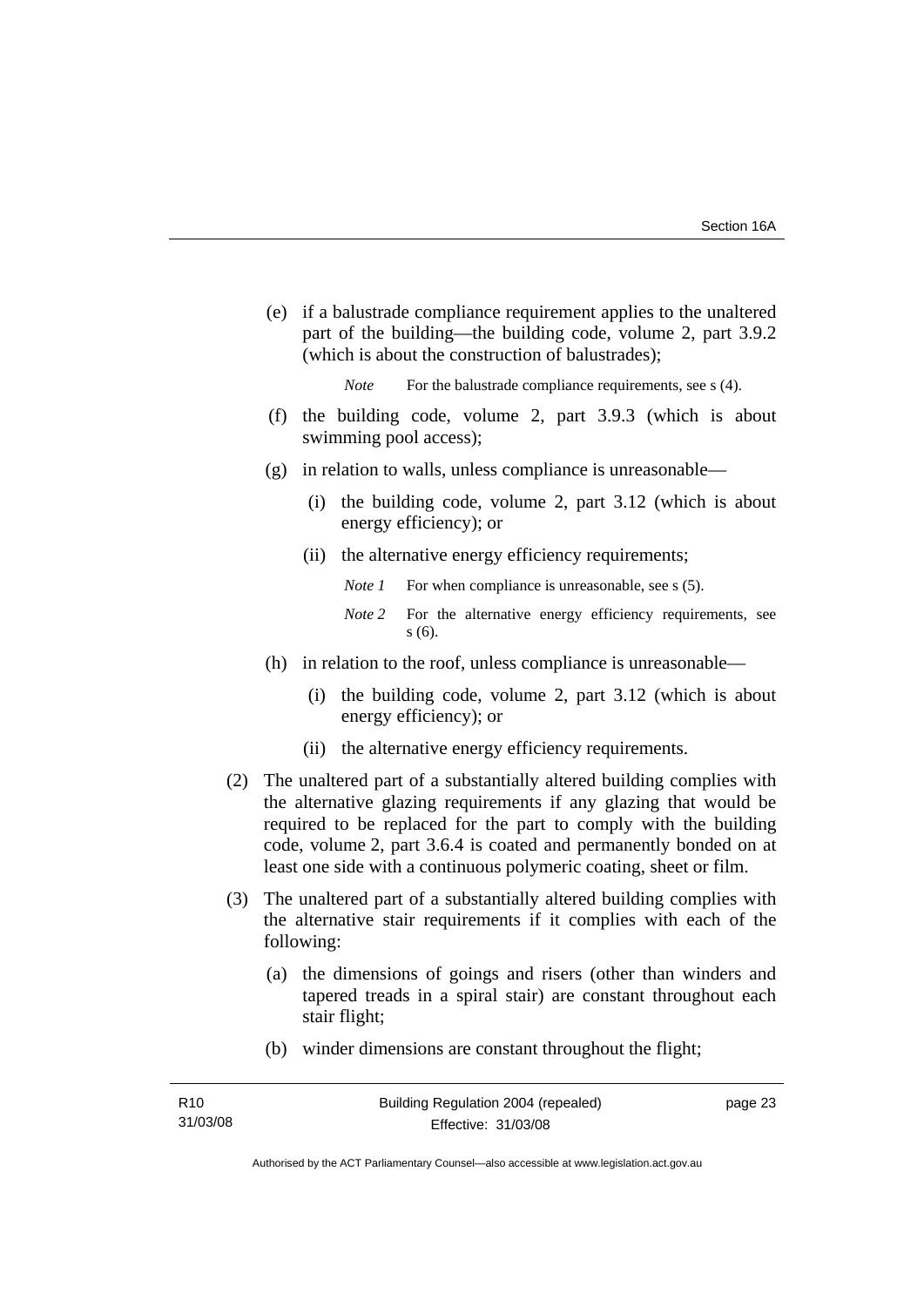(e) if a balustrade compliance requirement applies to the unaltered part of the building—the building code, volume 2, part 3.9.2 (which is about the construction of balustrades);

*Note* For the balustrade compliance requirements, see s (4).

(f) the building code, volume 2, part 3.9.3 (which is about swimming pool access);

(g) in relation to walls, unless compliance is unreasonable—

(i) the building code, volume 2, part 3.12 (which is about energy efficiency); or

(ii) the alternative energy efficiency requirements;

*Note 1* For when compliance is unreasonable, see s (5).

*Note 2* For the alternative energy efficiency requirements, see s (6).

(h) in relation to the roof, unless compliance is unreasonable—

(i) the building code, volume 2, part 3.12 (which is about energy efficiency); or

(ii) the alternative energy efficiency requirements.

(2) The unaltered part of a substantially altered building complies with the alternative glazing requirements if any glazing that would be required to be replaced for the part to comply with the building code, volume 2, part 3.6.4 is coated and permanently bonded on at least one side with a continuous polymeric coating, sheet or film.

(3) The unaltered part of a substantially altered building complies with the alternative stair requirements if it complies with each of the following:

(a) the dimensions of goings and risers (other than winders and tapered treads in a spiral stair) are constant throughout each stair flight;

(b) winder dimensions are constant throughout the flight;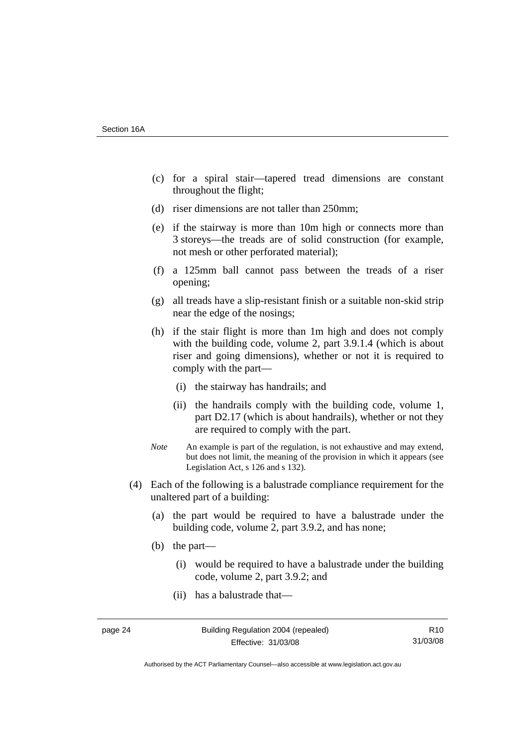(c) for a spiral stair—tapered tread dimensions are constant throughout the flight;

(d) riser dimensions are not taller than 250mm;

(e) if the stairway is more than 10m high or connects more than 3 storeys—the treads are of solid construction (for example, not mesh or other perforated material);

(f) a 125mm ball cannot pass between the treads of a riser opening;

(g) all treads have a slip-resistant finish or a suitable non-skid strip near the edge of the nosings;

(h) if the stair flight is more than 1m high and does not comply with the building code, volume 2, part 3.9.1.4 (which is about riser and going dimensions), whether or not it is required to comply with the part—

(i) the stairway has handrails; and

(ii) the handrails comply with the building code, volume 1, part D2.17 (which is about handrails), whether or not they are required to comply with the part.

*Note* An example is part of the regulation, is not exhaustive and may extend, but does not limit, the meaning of the provision in which it appears (see Legislation Act, s 126 and s 132).

(4) Each of the following is a balustrade compliance requirement for the unaltered part of a building:

(a) the part would be required to have a balustrade under the building code, volume 2, part 3.9.2, and has none;

(b) the part—

(i) would be required to have a balustrade under the building code, volume 2, part 3.9.2; and

(ii) has a balustrade that—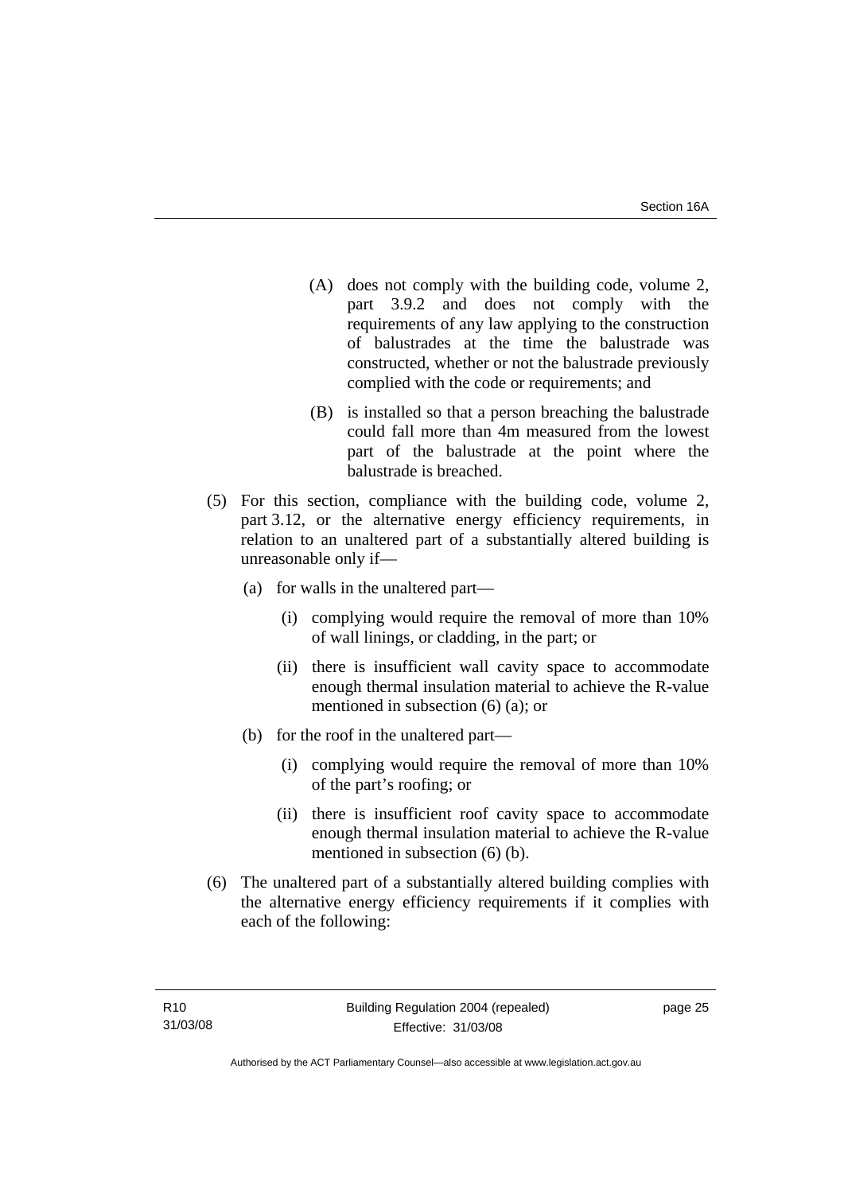(A) does not comply with the building code, volume 2, part 3.9.2 and does not comply with the requirements of any law applying to the construction of balustrades at the time the balustrade was constructed, whether or not the balustrade previously complied with the code or requirements; and

(B) is installed so that a person breaching the balustrade could fall more than 4m measured from the lowest part of the balustrade at the point where the balustrade is breached.

(5) For this section, compliance with the building code, volume 2, part 3.12, or the alternative energy efficiency requirements, in relation to an unaltered part of a substantially altered building is unreasonable only if—

(a) for walls in the unaltered part—

(i) complying would require the removal of more than 10% of wall linings, or cladding, in the part; or

(ii) there is insufficient wall cavity space to accommodate enough thermal insulation material to achieve the R-value mentioned in subsection (6) (a); or

(b) for the roof in the unaltered part—

(i) complying would require the removal of more than 10% of the part's roofing; or

(ii) there is insufficient roof cavity space to accommodate enough thermal insulation material to achieve the R-value mentioned in subsection (6) (b).

(6) The unaltered part of a substantially altered building complies with the alternative energy efficiency requirements if it complies with each of the following: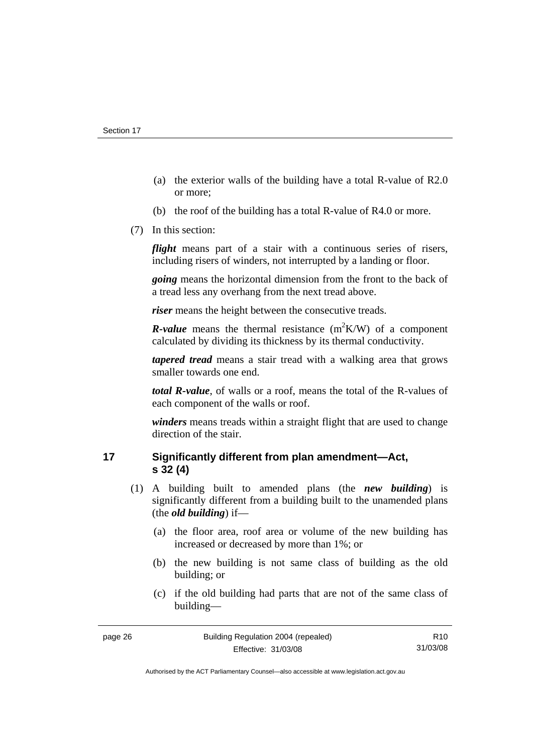(a) the exterior walls of the building have a total R-value of R2.0 or more;

(b) the roof of the building has a total R-value of R4.0 or more.

(7) In this section:

***flight*** means part of a stair with a continuous series of risers, including risers of winders, not interrupted by a landing or floor.

***going*** means the horizontal dimension from the front to the back of a tread less any overhang from the next tread above.

***riser*** means the height between the consecutive treads.

***R-value*** means the thermal resistance ($m^2K/W$) of a component calculated by dividing its thickness by its thermal conductivity.

***tapered tread*** means a stair tread with a walking area that grows smaller towards one end.

***total R-value***, of walls or a roof, means the total of the R-values of each component of the walls or roof.

***winders*** means treads within a straight flight that are used to change direction of the stair.

## 17 Significantly different from plan amendment—Act, s 32 (4)

(1) A building built to amended plans (the ***new building***) is significantly different from a building built to the unamended plans (the ***old building***) if—

(a) the floor area, roof area or volume of the new building has increased or decreased by more than 1%; or

(b) the new building is not same class of building as the old building; or

(c) if the old building had parts that are not of the same class of building—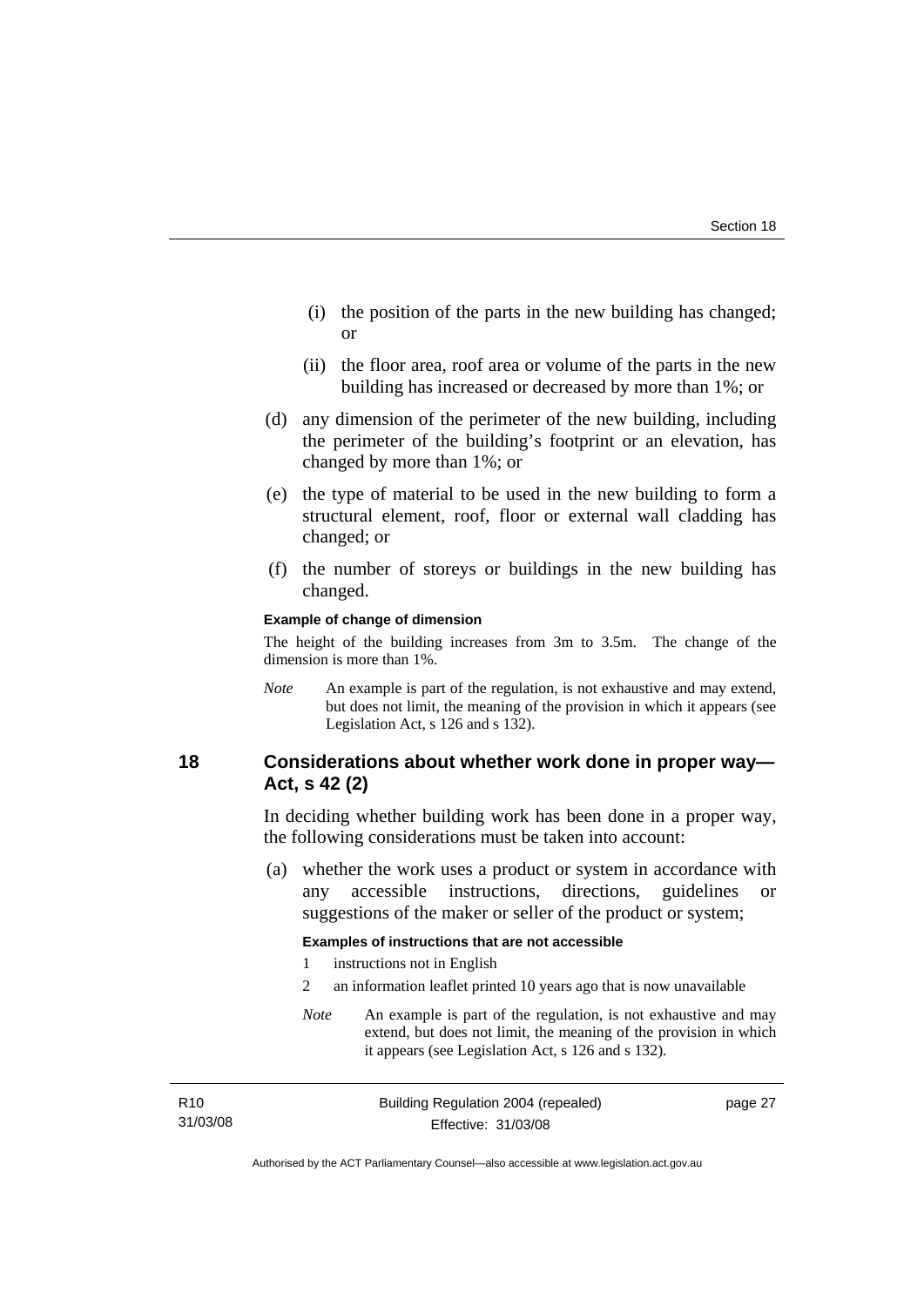(i) the position of the parts in the new building has changed; or

(ii) the floor area, roof area or volume of the parts in the new building has increased or decreased by more than 1%; or

(d) any dimension of the perimeter of the new building, including the perimeter of the building's footprint or an elevation, has changed by more than 1%; or

(e) the type of material to be used in the new building to form a structural element, roof, floor or external wall cladding has changed; or

(f) the number of storeys or buildings in the new building has changed.

**Example of change of dimension**

The height of the building increases from 3m to 3.5m. The change of the dimension is more than 1%.

*Note* An example is part of the regulation, is not exhaustive and may extend, but does not limit, the meaning of the provision in which it appears (see Legislation Act, s 126 and s 132).

## 18 Considerations about whether work done in proper way—Act, s 42 (2)

In deciding whether building work has been done in a proper way, the following considerations must be taken into account:

(a) whether the work uses a product or system in accordance with any accessible instructions, directions, guidelines or suggestions of the maker or seller of the product or system;

**Examples of instructions that are not accessible**

1 instructions not in English

2 an information leaflet printed 10 years ago that is now unavailable

*Note* An example is part of the regulation, is not exhaustive and may extend, but does not limit, the meaning of the provision in which it appears (see Legislation Act, s 126 and s 132).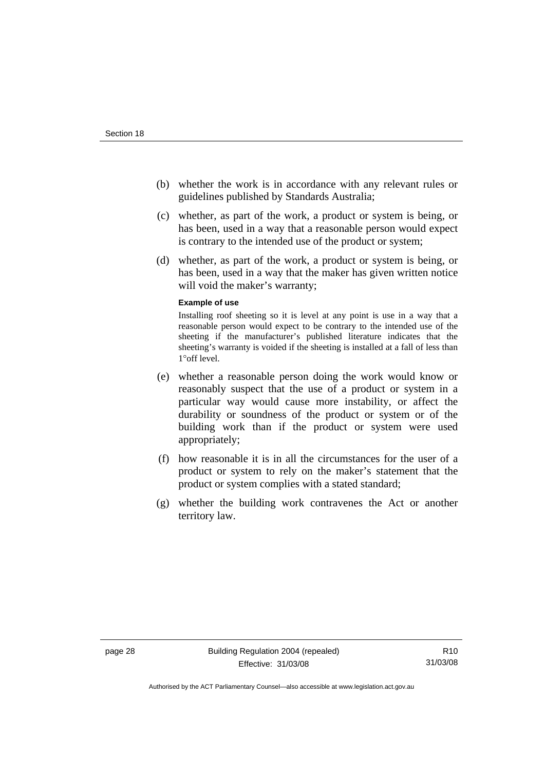(b) whether the work is in accordance with any relevant rules or guidelines published by Standards Australia;

(c) whether, as part of the work, a product or system is being, or has been, used in a way that a reasonable person would expect is contrary to the intended use of the product or system;

(d) whether, as part of the work, a product or system is being, or has been, used in a way that the maker has given written notice will void the maker's warranty;

**Example of use**

Installing roof sheeting so it is level at any point is use in a way that a reasonable person would expect to be contrary to the intended use of the sheeting if the manufacturer's published literature indicates that the sheeting's warranty is voided if the sheeting is installed at a fall of less than 1°off level.

(e) whether a reasonable person doing the work would know or reasonably suspect that the use of a product or system in a particular way would cause more instability, or affect the durability or soundness of the product or system or of the building work than if the product or system were used appropriately;

(f) how reasonable it is in all the circumstances for the user of a product or system to rely on the maker's statement that the product or system complies with a stated standard;

(g) whether the building work contravenes the Act or another territory law.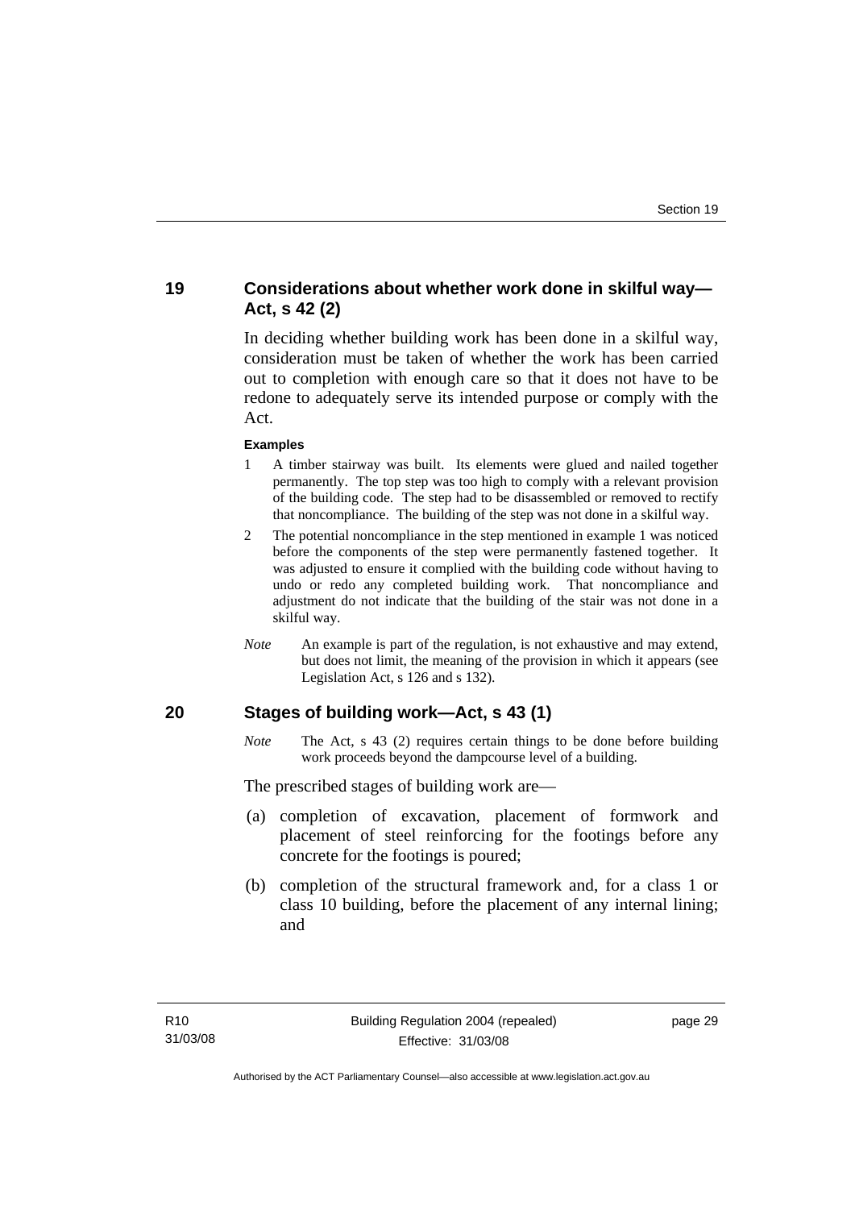## 19 Considerations about whether work done in skilful way—Act, s 42 (2)

In deciding whether building work has been done in a skilful way, consideration must be taken of whether the work has been carried out to completion with enough care so that it does not have to be redone to adequately serve its intended purpose or comply with the Act.

**Examples**

1 A timber stairway was built. Its elements were glued and nailed together permanently. The top step was too high to comply with a relevant provision of the building code. The step had to be disassembled or removed to rectify that noncompliance. The building of the step was not done in a skilful way.

2 The potential noncompliance in the step mentioned in example 1 was noticed before the components of the step were permanently fastened together. It was adjusted to ensure it complied with the building code without having to undo or redo any completed building work. That noncompliance and adjustment do not indicate that the building of the stair was not done in a skilful way.

*Note* An example is part of the regulation, is not exhaustive and may extend, but does not limit, the meaning of the provision in which it appears (see Legislation Act, s 126 and s 132).

## 20 Stages of building work—Act, s 43 (1)

*Note* The Act, s 43 (2) requires certain things to be done before building work proceeds beyond the dampcourse level of a building.

The prescribed stages of building work are—

(a) completion of excavation, placement of formwork and placement of steel reinforcing for the footings before any concrete for the footings is poured;

(b) completion of the structural framework and, for a class 1 or class 10 building, before the placement of any internal lining; and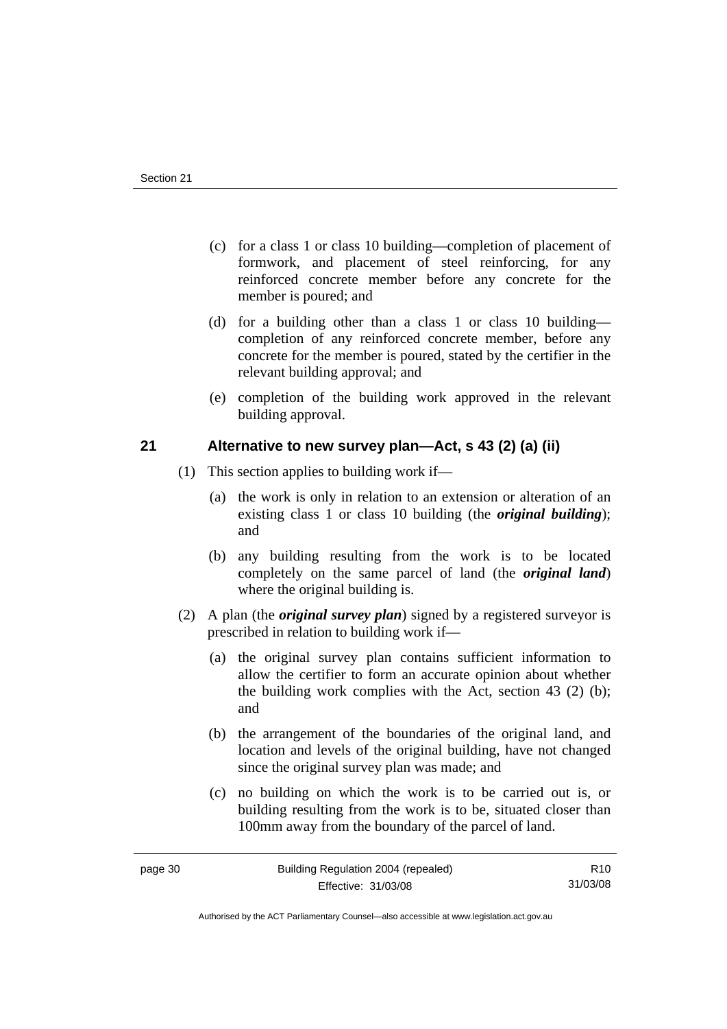(c) for a class 1 or class 10 building—completion of placement of formwork, and placement of steel reinforcing, for any reinforced concrete member before any concrete for the member is poured; and

(d) for a building other than a class 1 or class 10 building—completion of any reinforced concrete member, before any concrete for the member is poured, stated by the certifier in the relevant building approval; and

(e) completion of the building work approved in the relevant building approval.

## 21 Alternative to new survey plan—Act, s 43 (2) (a) (ii)

(1) This section applies to building work if—

(a) the work is only in relation to an extension or alteration of an existing class 1 or class 10 building (the ***original building***); and

(b) any building resulting from the work is to be located completely on the same parcel of land (the ***original land***) where the original building is.

(2) A plan (the ***original survey plan***) signed by a registered surveyor is prescribed in relation to building work if—

(a) the original survey plan contains sufficient information to allow the certifier to form an accurate opinion about whether the building work complies with the Act, section 43 (2) (b); and

(b) the arrangement of the boundaries of the original land, and location and levels of the original building, have not changed since the original survey plan was made; and

(c) no building on which the work is to be carried out is, or building resulting from the work is to be, situated closer than 100mm away from the boundary of the parcel of land.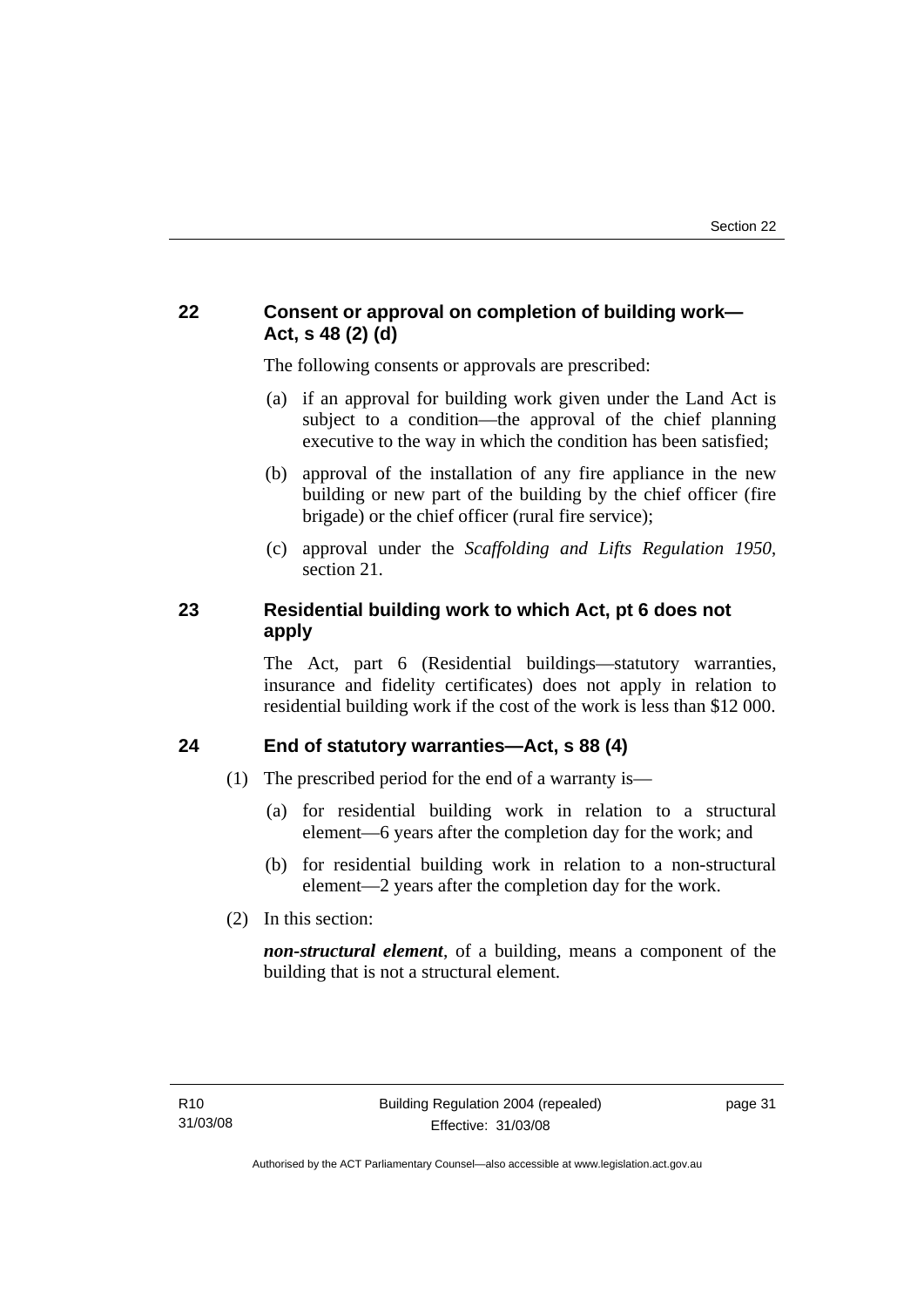## 22 Consent or approval on completion of building work—Act, s 48 (2) (d)

The following consents or approvals are prescribed:

(a) if an approval for building work given under the Land Act is subject to a condition—the approval of the chief planning executive to the way in which the condition has been satisfied;

(b) approval of the installation of any fire appliance in the new building or new part of the building by the chief officer (fire brigade) or the chief officer (rural fire service);

(c) approval under the *Scaffolding and Lifts Regulation 1950*, section 21.

## 23 Residential building work to which Act, pt 6 does not apply

The Act, part 6 (Residential buildings—statutory warranties, insurance and fidelity certificates) does not apply in relation to residential building work if the cost of the work is less than $12 000.

## 24 End of statutory warranties—Act, s 88 (4)

(1) The prescribed period for the end of a warranty is—

(a) for residential building work in relation to a structural element—6 years after the completion day for the work; and

(b) for residential building work in relation to a non-structural element—2 years after the completion day for the work.

(2) In this section:

***non-structural element***, of a building, means a component of the building that is not a structural element.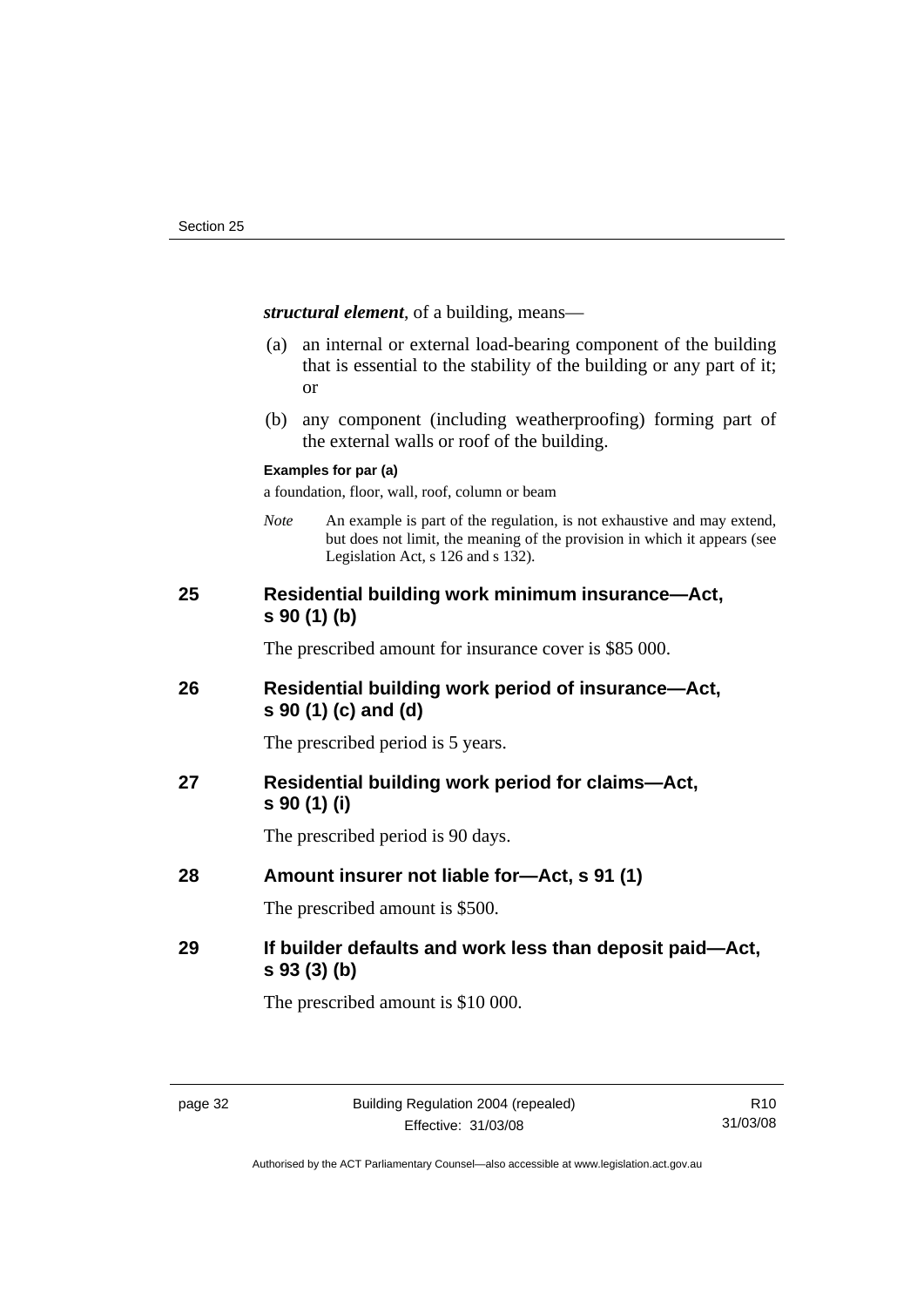***structural element***, of a building, means—

(a) an internal or external load-bearing component of the building that is essential to the stability of the building or any part of it; or

(b) any component (including weatherproofing) forming part of the external walls or roof of the building.

**Examples for par (a)**

a foundation, floor, wall, roof, column or beam

*Note* An example is part of the regulation, is not exhaustive and may extend, but does not limit, the meaning of the provision in which it appears (see Legislation Act, s 126 and s 132).

## 25 Residential building work minimum insurance—Act, s 90 (1) (b)

The prescribed amount for insurance cover is $85 000.

## 26 Residential building work period of insurance—Act, s 90 (1) (c) and (d)

The prescribed period is 5 years.

## 27 Residential building work period for claims—Act, s 90 (1) (i)

The prescribed period is 90 days.

## 28 Amount insurer not liable for—Act, s 91 (1)

The prescribed amount is $500.

## 29 If builder defaults and work less than deposit paid—Act, s 93 (3) (b)

The prescribed amount is $10 000.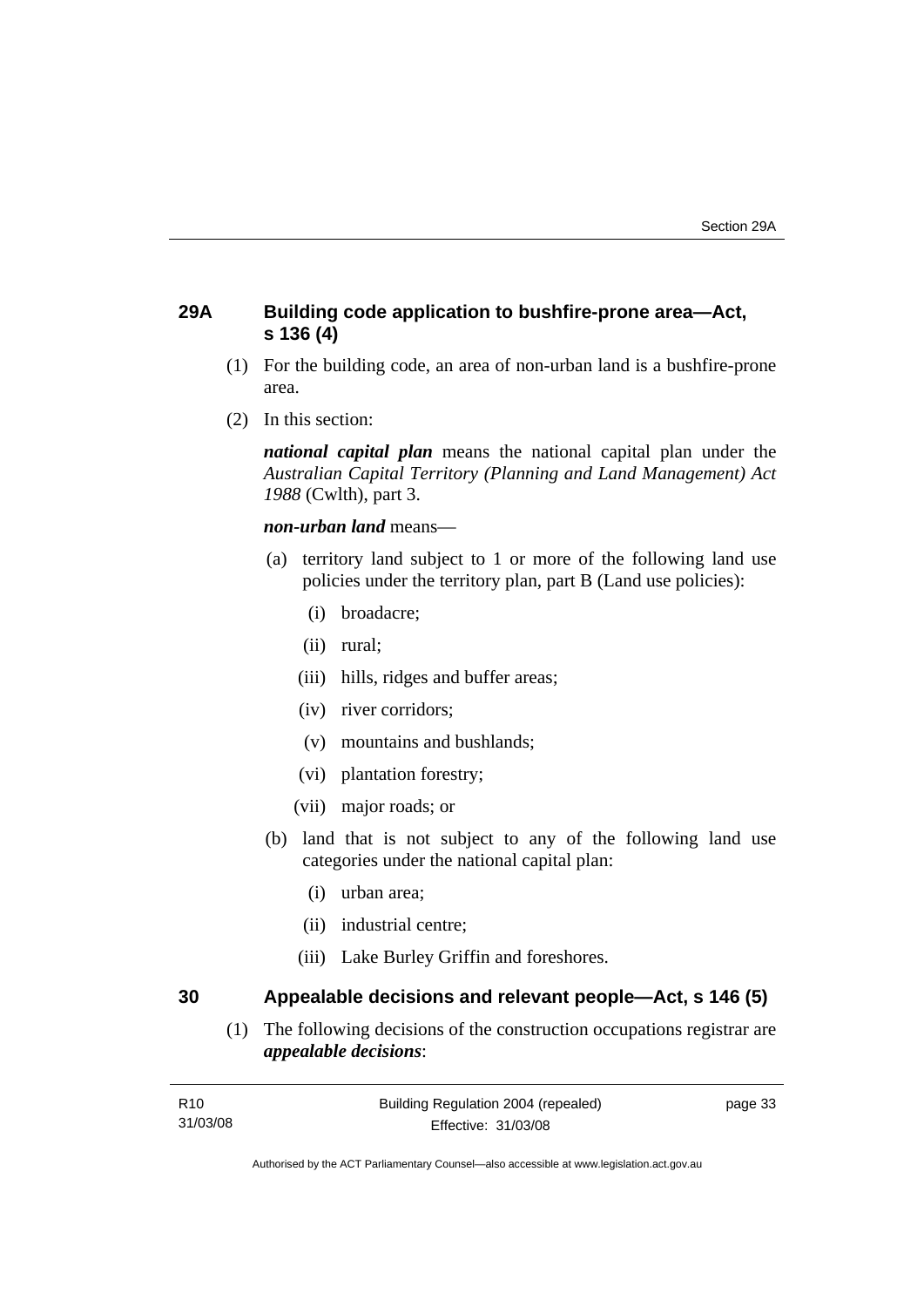## 29A Building code application to bushfire-prone area—Act, s 136 (4)

(1) For the building code, an area of non-urban land is a bushfire-prone area.

(2) In this section:

***national capital plan*** means the national capital plan under the *Australian Capital Territory (Planning and Land Management) Act 1988* (Cwlth), part 3.

***non-urban land*** means—

(a) territory land subject to 1 or more of the following land use policies under the territory plan, part B (Land use policies):

  (i) broadacre;

  (ii) rural;

  (iii) hills, ridges and buffer areas;

  (iv) river corridors;

  (v) mountains and bushlands;

  (vi) plantation forestry;

  (vii) major roads; or

(b) land that is not subject to any of the following land use categories under the national capital plan:

  (i) urban area;

  (ii) industrial centre;

  (iii) Lake Burley Griffin and foreshores.

## 30 Appealable decisions and relevant people—Act, s 146 (5)

(1) The following decisions of the construction occupations registrar are ***appealable decisions***: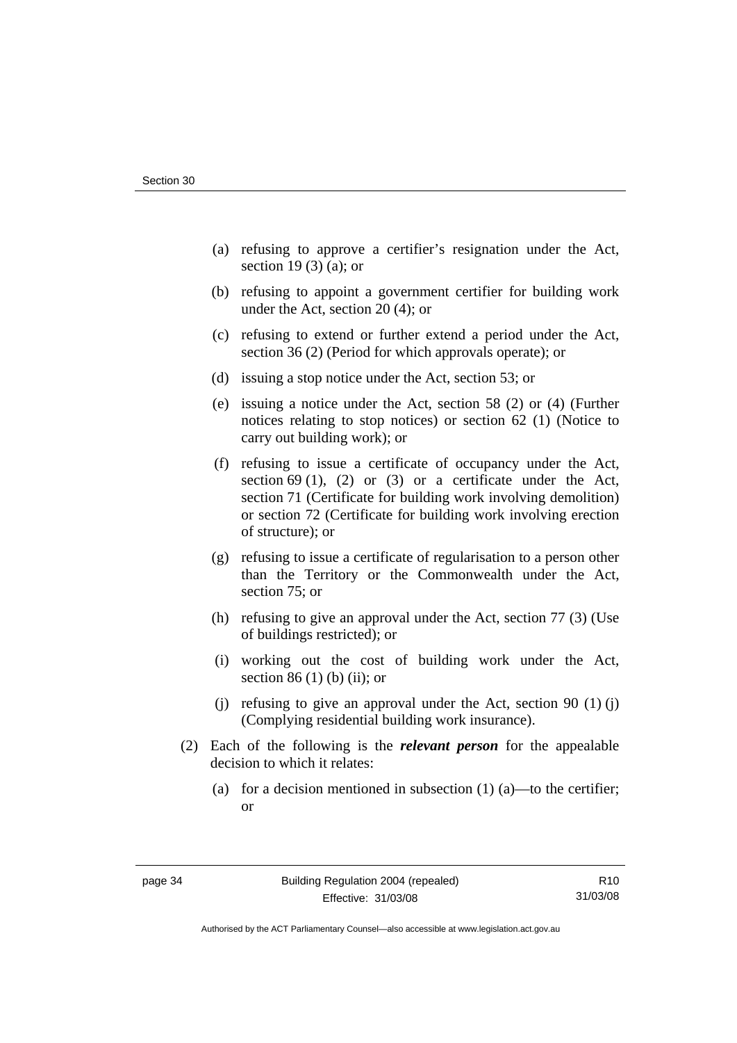(a) refusing to approve a certifier's resignation under the Act, section 19 (3) (a); or

(b) refusing to appoint a government certifier for building work under the Act, section 20 (4); or

(c) refusing to extend or further extend a period under the Act, section 36 (2) (Period for which approvals operate); or

(d) issuing a stop notice under the Act, section 53; or

(e) issuing a notice under the Act, section 58 (2) or (4) (Further notices relating to stop notices) or section 62 (1) (Notice to carry out building work); or

(f) refusing to issue a certificate of occupancy under the Act, section 69 (1), (2) or (3) or a certificate under the Act, section 71 (Certificate for building work involving demolition) or section 72 (Certificate for building work involving erection of structure); or

(g) refusing to issue a certificate of regularisation to a person other than the Territory or the Commonwealth under the Act, section 75; or

(h) refusing to give an approval under the Act, section 77 (3) (Use of buildings restricted); or

(i) working out the cost of building work under the Act, section 86 (1) (b) (ii); or

(j) refusing to give an approval under the Act, section 90 (1) (j) (Complying residential building work insurance).

(2) Each of the following is the ***relevant person*** for the appealable decision to which it relates:

(a) for a decision mentioned in subsection (1) (a)—to the certifier; or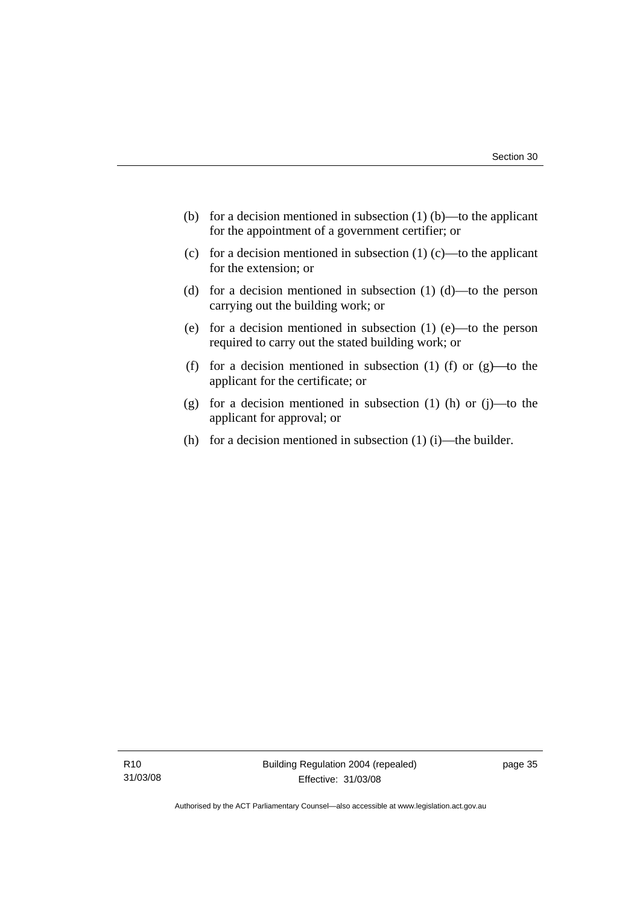(b) for a decision mentioned in subsection (1) (b)—to the applicant for the appointment of a government certifier; or

(c) for a decision mentioned in subsection (1) (c)—to the applicant for the extension; or

(d) for a decision mentioned in subsection (1) (d)—to the person carrying out the building work; or

(e) for a decision mentioned in subsection (1) (e)—to the person required to carry out the stated building work; or

(f) for a decision mentioned in subsection (1) (f) or (g)—to the applicant for the certificate; or

(g) for a decision mentioned in subsection (1) (h) or (j)—to the applicant for approval; or

(h) for a decision mentioned in subsection (1) (i)—the builder.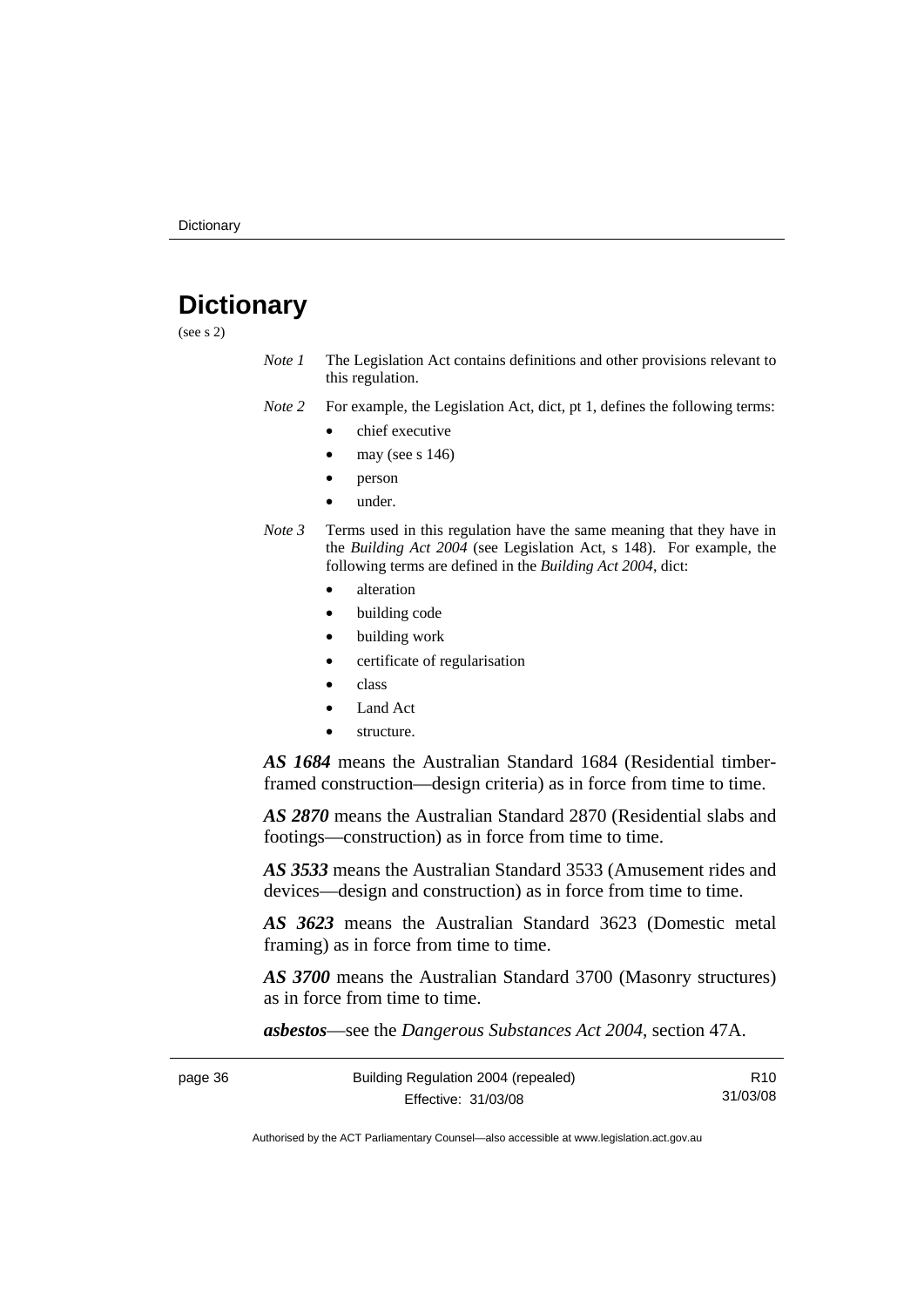# Dictionary

(see s 2)

*Note 1* The Legislation Act contains definitions and other provisions relevant to this regulation.

*Note 2* For example, the Legislation Act, dict, pt 1, defines the following terms:

- chief executive
- may (see s 146)
- person
- under.

*Note 3* Terms used in this regulation have the same meaning that they have in the *Building Act 2004* (see Legislation Act, s 148). For example, the following terms are defined in the *Building Act 2004*, dict:

- alteration
- building code
- building work
- certificate of regularisation
- class
- Land Act
- structure.

***AS 1684*** means the Australian Standard 1684 (Residential timber-framed construction—design criteria) as in force from time to time.

***AS 2870*** means the Australian Standard 2870 (Residential slabs and footings—construction) as in force from time to time.

***AS 3533*** means the Australian Standard 3533 (Amusement rides and devices—design and construction) as in force from time to time.

***AS 3623*** means the Australian Standard 3623 (Domestic metal framing) as in force from time to time.

***AS 3700*** means the Australian Standard 3700 (Masonry structures) as in force from time to time.

***asbestos***—see the *Dangerous Substances Act 2004*, section 47A.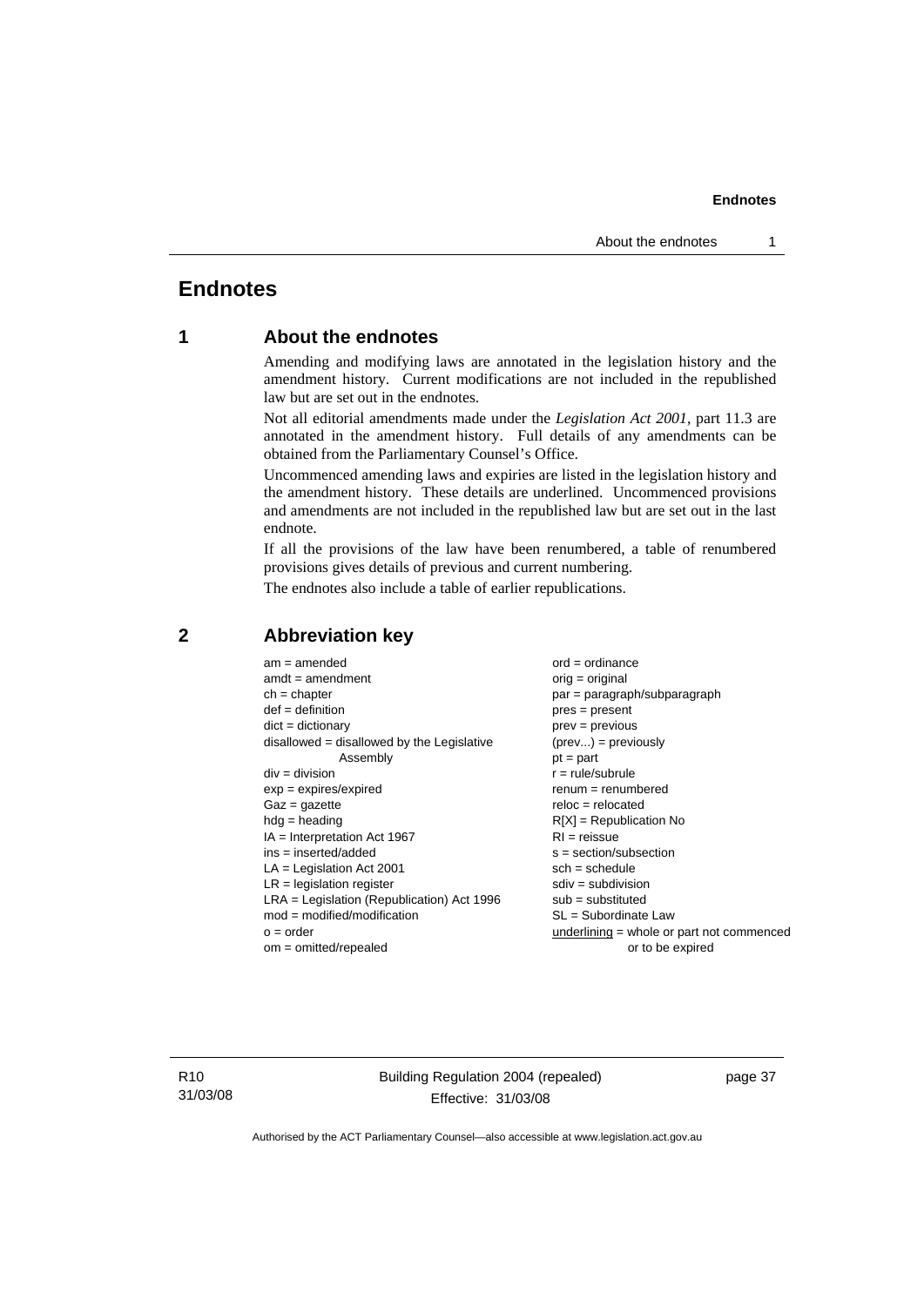# Endnotes

## 1 About the endnotes

Amending and modifying laws are annotated in the legislation history and the amendment history. Current modifications are not included in the republished law but are set out in the endnotes.

Not all editorial amendments made under the *Legislation Act 2001*, part 11.3 are annotated in the amendment history. Full details of any amendments can be obtained from the Parliamentary Counsel's Office.

Uncommenced amending laws and expiries are listed in the legislation history and the amendment history. These details are underlined. Uncommenced provisions and amendments are not included in the republished law but are set out in the last endnote.

If all the provisions of the law have been renumbered, a table of renumbered provisions gives details of previous and current numbering.

The endnotes also include a table of earlier republications.

## 2 Abbreviation key

am = amended
amdt = amendment
ch = chapter
def = definition
dict = dictionary
disallowed = disallowed by the Legislative Assembly
div = division
exp = expires/expired
Gaz = gazette
hdg = heading
IA = Interpretation Act 1967
ins = inserted/added
LA = Legislation Act 2001
LR = legislation register
LRA = Legislation (Republication) Act 1996
mod = modified/modification
o = order
om = omitted/repealed
ord = ordinance
orig = original
par = paragraph/subparagraph
pres = present
prev = previous
(prev...) = previously
pt = part
r = rule/subrule
renum = renumbered
reloc = relocated
R[X] = Republication No
RI = reissue
s = section/subsection
sch = schedule
sdiv = subdivision
sub = substituted
SL = Subordinate Law
underlining = whole or part not commenced or to be expired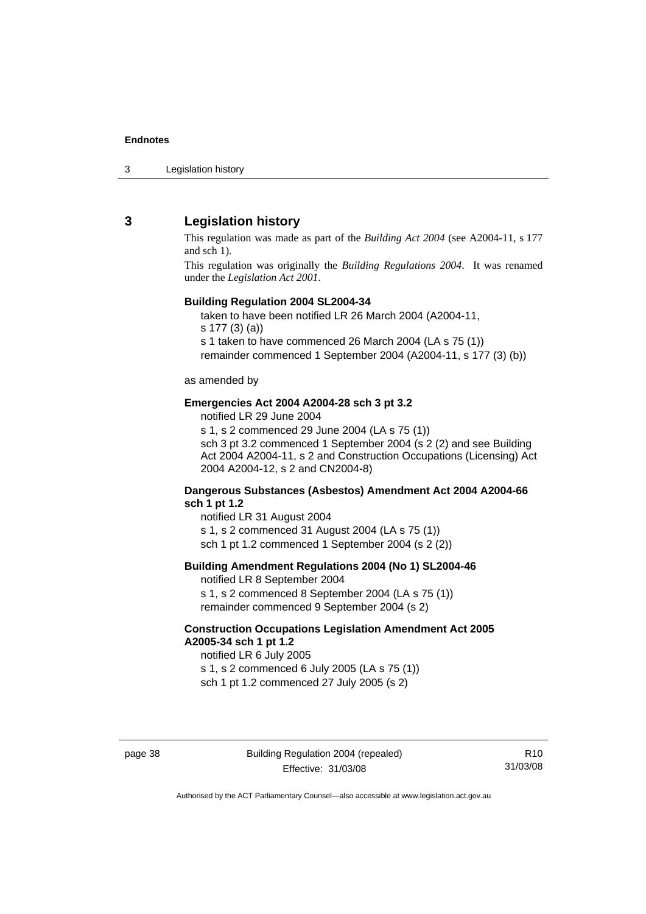## 3 Legislation history

This regulation was made as part of the *Building Act 2004* (see A2004-11, s 177 and sch 1).

This regulation was originally the *Building Regulations 2004*. It was renamed under the *Legislation Act 2001*.

**Building Regulation 2004 SL2004-34**

taken to have been notified LR 26 March 2004 (A2004-11, s 177 (3) (a))
s 1 taken to have commenced 26 March 2004 (LA s 75 (1))
remainder commenced 1 September 2004 (A2004-11, s 177 (3) (b))

as amended by

**Emergencies Act 2004 A2004-28 sch 3 pt 3.2**

notified LR 29 June 2004
s 1, s 2 commenced 29 June 2004 (LA s 75 (1))
sch 3 pt 3.2 commenced 1 September 2004 (s 2 (2) and see Building Act 2004 A2004-11, s 2 and Construction Occupations (Licensing) Act 2004 A2004-12, s 2 and CN2004-8)

**Dangerous Substances (Asbestos) Amendment Act 2004 A2004-66 sch 1 pt 1.2**

notified LR 31 August 2004
s 1, s 2 commenced 31 August 2004 (LA s 75 (1))
sch 1 pt 1.2 commenced 1 September 2004 (s 2 (2))

**Building Amendment Regulations 2004 (No 1) SL2004-46**

notified LR 8 September 2004
s 1, s 2 commenced 8 September 2004 (LA s 75 (1))
remainder commenced 9 September 2004 (s 2)

**Construction Occupations Legislation Amendment Act 2005 A2005-34 sch 1 pt 1.2**

notified LR 6 July 2005
s 1, s 2 commenced 6 July 2005 (LA s 75 (1))
sch 1 pt 1.2 commenced 27 July 2005 (s 2)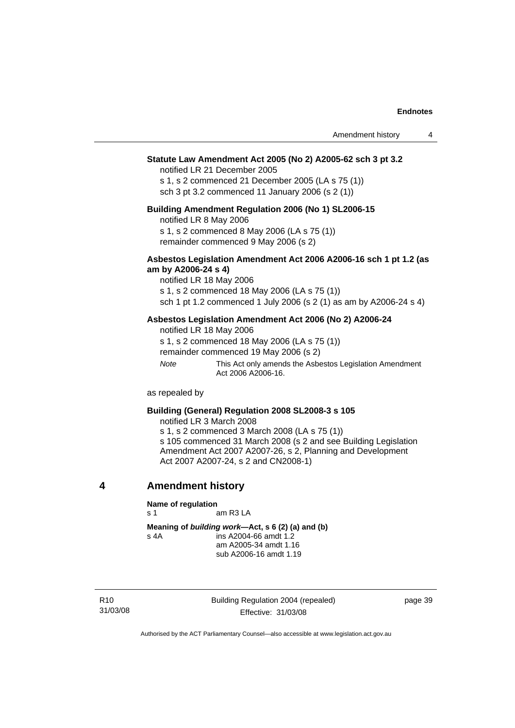**Statute Law Amendment Act 2005 (No 2) A2005-62 sch 3 pt 3.2**

notified LR 21 December 2005

s 1, s 2 commenced 21 December 2005 (LA s 75 (1))

sch 3 pt 3.2 commenced 11 January 2006 (s 2 (1))

**Building Amendment Regulation 2006 (No 1) SL2006-15**

notified LR 8 May 2006

s 1, s 2 commenced 8 May 2006 (LA s 75 (1))

remainder commenced 9 May 2006 (s 2)

**Asbestos Legislation Amendment Act 2006 A2006-16 sch 1 pt 1.2 (as am by A2006-24 s 4)**

notified LR 18 May 2006

s 1, s 2 commenced 18 May 2006 (LA s 75 (1))

sch 1 pt 1.2 commenced 1 July 2006 (s 2 (1) as am by A2006-24 s 4)

**Asbestos Legislation Amendment Act 2006 (No 2) A2006-24**

notified LR 18 May 2006

s 1, s 2 commenced 18 May 2006 (LA s 75 (1))

remainder commenced 19 May 2006 (s 2)

*Note* This Act only amends the Asbestos Legislation Amendment Act 2006 A2006-16.

as repealed by

**Building (General) Regulation 2008 SL2008-3 s 105**

notified LR 3 March 2008

s 1, s 2 commenced 3 March 2008 (LA s 75 (1))

s 105 commenced 31 March 2008 (s 2 and see Building Legislation Amendment Act 2007 A2007-26, s 2, Planning and Development Act 2007 A2007-24, s 2 and CN2008-1)

## 4 Amendment history

**Name of regulation**

s 1 am R3 LA

**Meaning of *building work*—Act, s 6 (2) (a) and (b)**

s 4A ins A2004-66 amdt 1.2
am A2005-34 amdt 1.16
sub A2006-16 amdt 1.19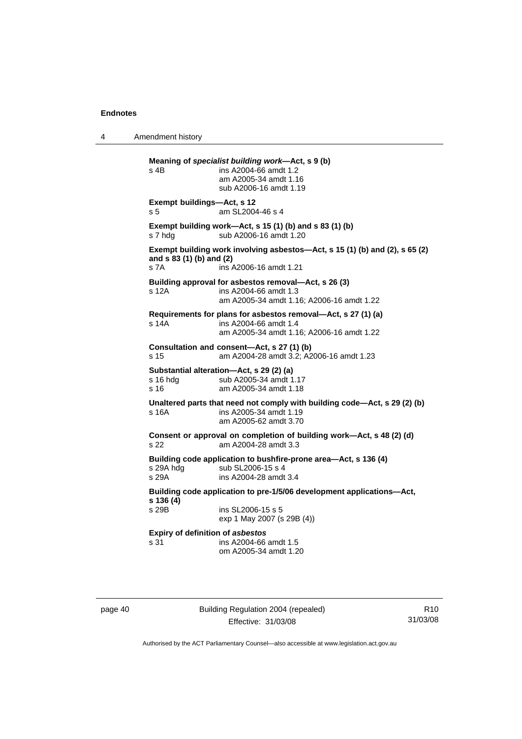**Meaning of *specialist building work*—Act, s 9 (b)**
s 4B ins A2004-66 amdt 1.2
am A2005-34 amdt 1.16
sub A2006-16 amdt 1.19

**Exempt buildings—Act, s 12**
s 5 am SL2004-46 s 4

**Exempt building work—Act, s 15 (1) (b) and s 83 (1) (b)**
s 7 hdg sub A2006-16 amdt 1.20

**Exempt building work involving asbestos—Act, s 15 (1) (b) and (2), s 65 (2) and s 83 (1) (b) and (2)**
s 7A ins A2006-16 amdt 1.21

**Building approval for asbestos removal—Act, s 26 (3)**
s 12A ins A2004-66 amdt 1.3
am A2005-34 amdt 1.16; A2006-16 amdt 1.22

**Requirements for plans for asbestos removal—Act, s 27 (1) (a)**
s 14A ins A2004-66 amdt 1.4
am A2005-34 amdt 1.16; A2006-16 amdt 1.22

**Consultation and consent—Act, s 27 (1) (b)**
s 15 am A2004-28 amdt 3.2; A2006-16 amdt 1.23

**Substantial alteration—Act, s 29 (2) (a)**
s 16 hdg sub A2005-34 amdt 1.17
s 16 am A2005-34 amdt 1.18

**Unaltered parts that need not comply with building code—Act, s 29 (2) (b)**
s 16A ins A2005-34 amdt 1.19
am A2005-62 amdt 3.70

**Consent or approval on completion of building work—Act, s 48 (2) (d)**
s 22 am A2004-28 amdt 3.3

**Building code application to bushfire-prone area—Act, s 136 (4)**
s 29A hdg sub SL2006-15 s 4
s 29A ins A2004-28 amdt 3.4

**Building code application to pre-1/5/06 development applications—Act, s 136 (4)**
s 29B ins SL2006-15 s 5
exp 1 May 2007 (s 29B (4))

**Expiry of definition of *asbestos***
s 31 ins A2004-66 amdt 1.5
om A2005-34 amdt 1.20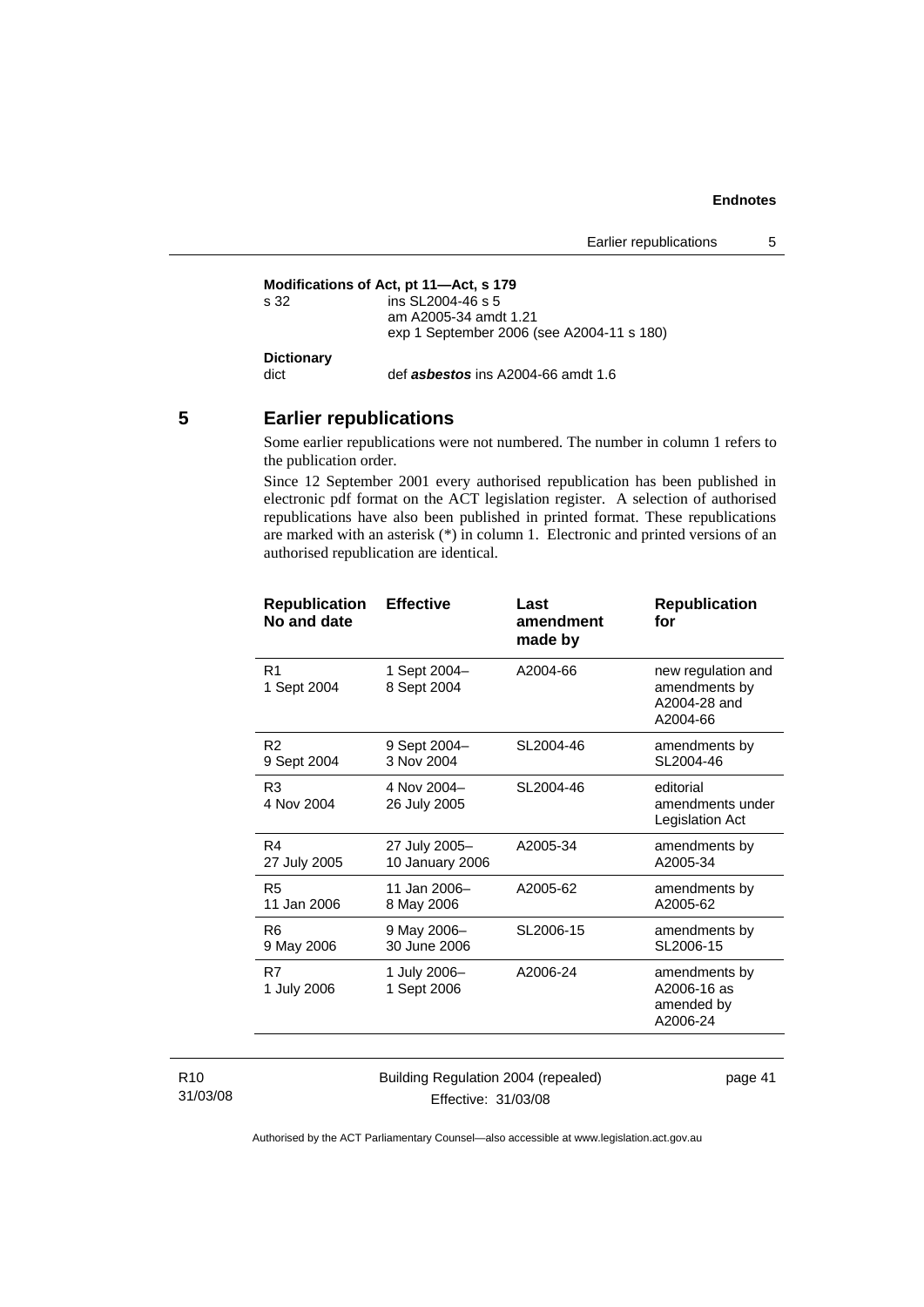**Modifications of Act, pt 11—Act, s 179**

s 32 ins SL2004-46 s 5
am A2005-34 amdt 1.21
exp 1 September 2006 (see A2004-11 s 180)

**Dictionary**

dict def ***asbestos*** ins A2004-66 amdt 1.6

## 5 Earlier republications

Some earlier republications were not numbered. The number in column 1 refers to the publication order.

Since 12 September 2001 every authorised republication has been published in electronic pdf format on the ACT legislation register. A selection of authorised republications have also been published in printed format. These republications are marked with an asterisk (*) in column 1. Electronic and printed versions of an authorised republication are identical.

| Republication No and date | Effective | Last amendment made by | Republication for |
|---|---|---|---|
| R1 1 Sept 2004 | 1 Sept 2004– 8 Sept 2004 | A2004-66 | new regulation and amendments by A2004-28 and A2004-66 |
| R2 9 Sept 2004 | 9 Sept 2004– 3 Nov 2004 | SL2004-46 | amendments by SL2004-46 |
| R3 4 Nov 2004 | 4 Nov 2004– 26 July 2005 | SL2004-46 | editorial amendments under Legislation Act |
| R4 27 July 2005 | 27 July 2005– 10 January 2006 | A2005-34 | amendments by A2005-34 |
| R5 11 Jan 2006 | 11 Jan 2006– 8 May 2006 | A2005-62 | amendments by A2005-62 |
| R6 9 May 2006 | 9 May 2006– 30 June 2006 | SL2006-15 | amendments by SL2006-15 |
| R7 1 July 2006 | 1 July 2006– 1 Sept 2006 | A2006-24 | amendments by A2006-16 as amended by A2006-24 |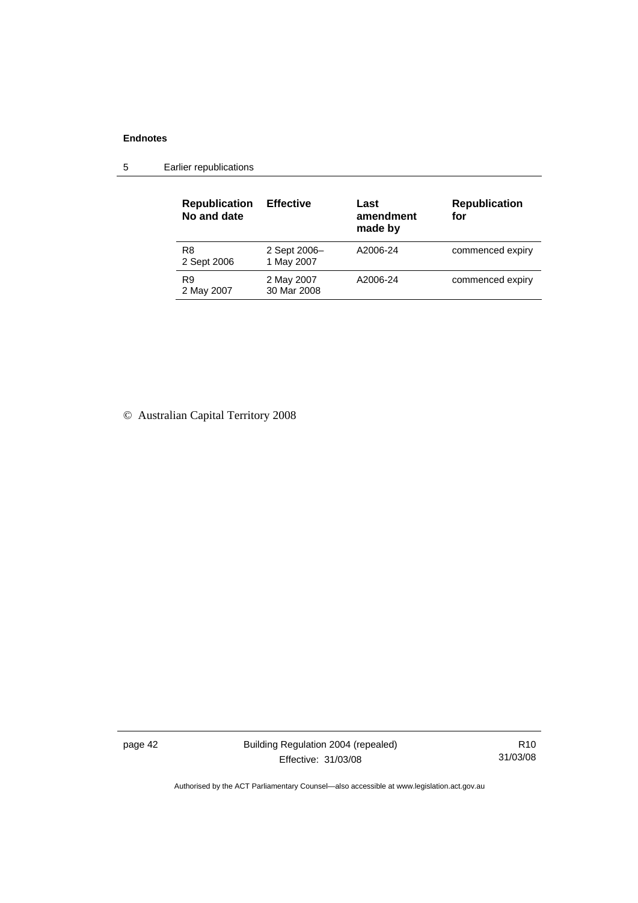**Endnotes**

5 Earlier republications

| Republication No and date | Effective | Last amendment made by | Republication for |
|---|---|---|---|
| R8<br>2 Sept 2006 | 2 Sept 2006–<br>1 May 2007 | A2006-24 | commenced expiry |
| R9<br>2 May 2007 | 2 May 2007<br>30 Mar 2008 | A2006-24 | commenced expiry |

© Australian Capital Territory 2008